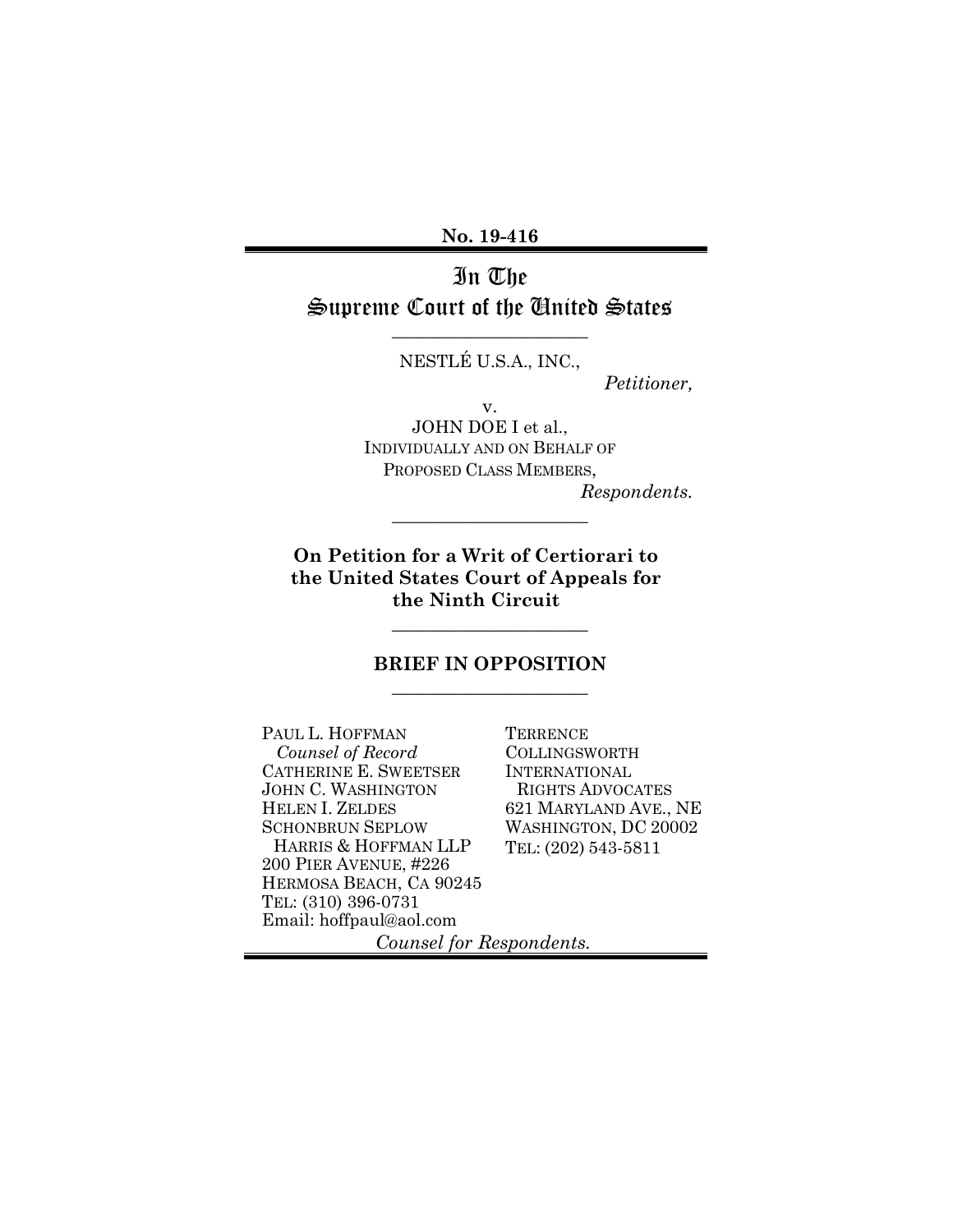**No. 19-416**

---

# In The Supreme Court of the United States

---

NESTLÉ U.S.A., INC.,

*Petitioner,*

v.

JOHN DOE I et al.,
INDIVIDUALLY AND ON BEHALF OF
PROPOSED CLASS MEMBERS,

*Respondents.*

---

**On Petition for a Writ of Certiorari to the United States Court of Appeals for the Ninth Circuit**

---

## BRIEF IN OPPOSITION

---

PAUL L. HOFFMAN
*Counsel of Record*
CATHERINE E. SWEETSER
JOHN C. WASHINGTON
HELEN I. ZELDES
SCHONBRUN SEPLOW
HARRIS & HOFFMAN LLP
200 PIER AVENUE, #226
HERMOSA BEACH, CA 90245
TEL: (310) 396-0731
Email: hoffpaul@aol.com

TERRENCE
COLLINGSWORTH
INTERNATIONAL
RIGHTS ADVOCATES
621 MARYLAND AVE., NE
WASHINGTON, DC 20002
TEL: (202) 543-5811

*Counsel for Respondents.*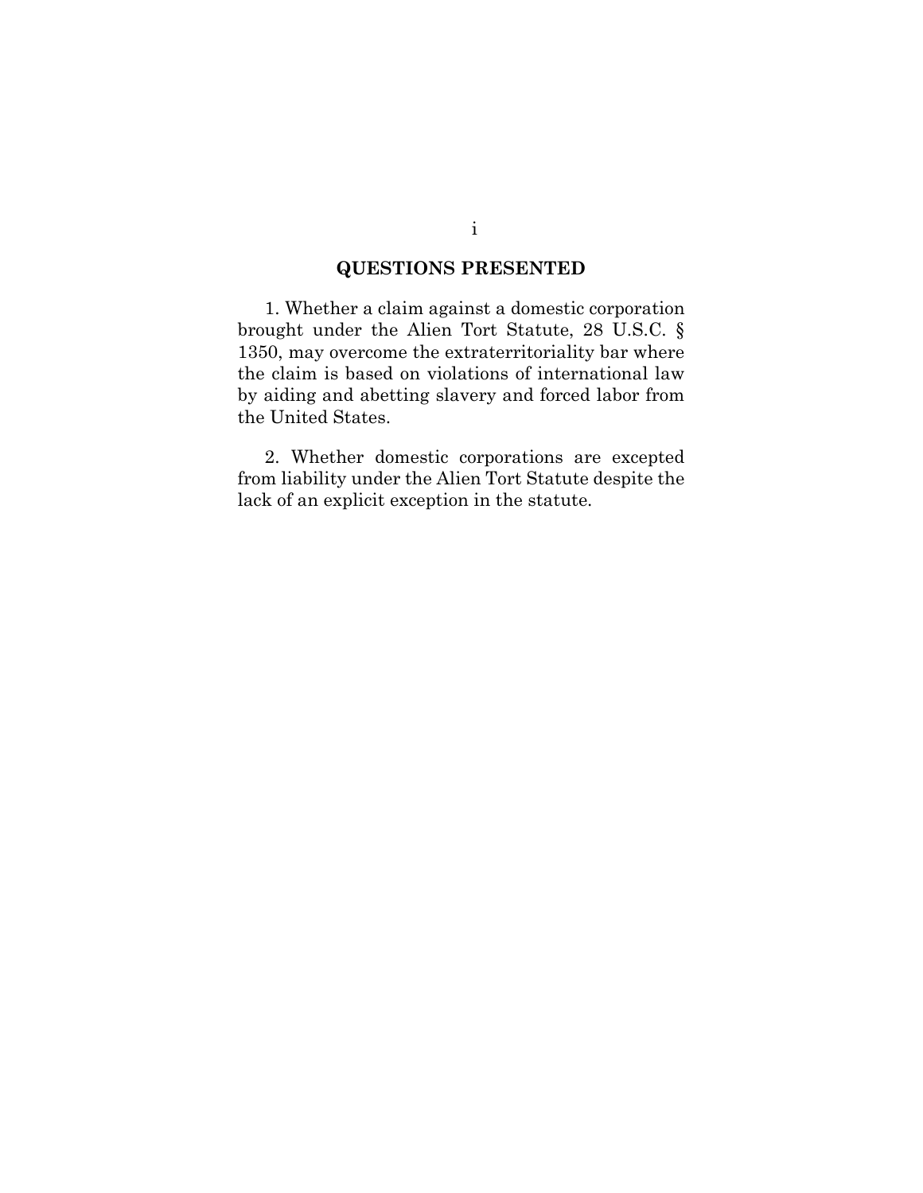## QUESTIONS PRESENTED

1. Whether a claim against a domestic corporation brought under the Alien Tort Statute, 28 U.S.C. § 1350, may overcome the extraterritoriality bar where the claim is based on violations of international law by aiding and abetting slavery and forced labor from the United States.

2. Whether domestic corporations are excepted from liability under the Alien Tort Statute despite the lack of an explicit exception in the statute.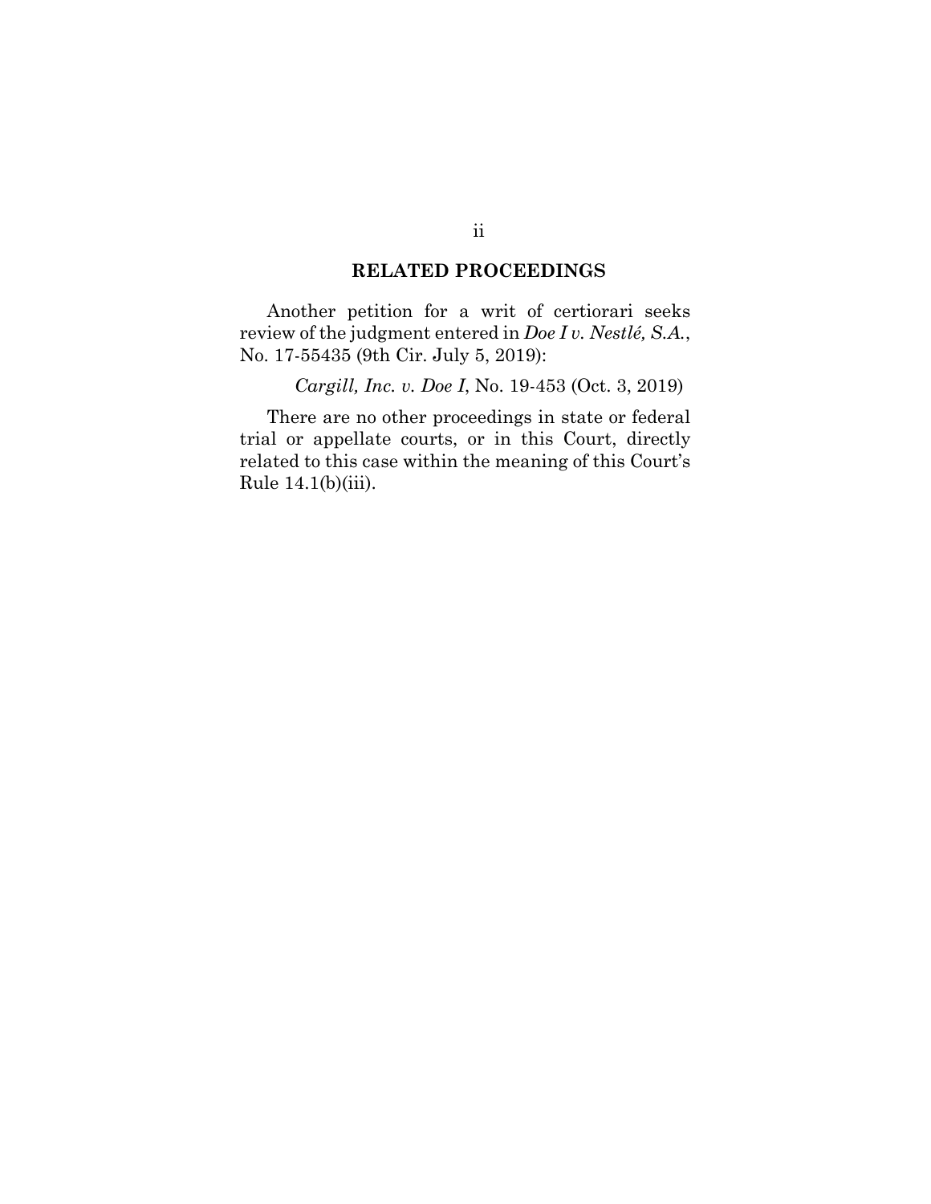## RELATED PROCEEDINGS

Another petition for a writ of certiorari seeks review of the judgment entered in *Doe I v. Nestlé, S.A.*, No. 17-55435 (9th Cir. July 5, 2019):

*Cargill, Inc. v. Doe I*, No. 19-453 (Oct. 3, 2019)

There are no other proceedings in state or federal trial or appellate courts, or in this Court, directly related to this case within the meaning of this Court's Rule 14.1(b)(iii).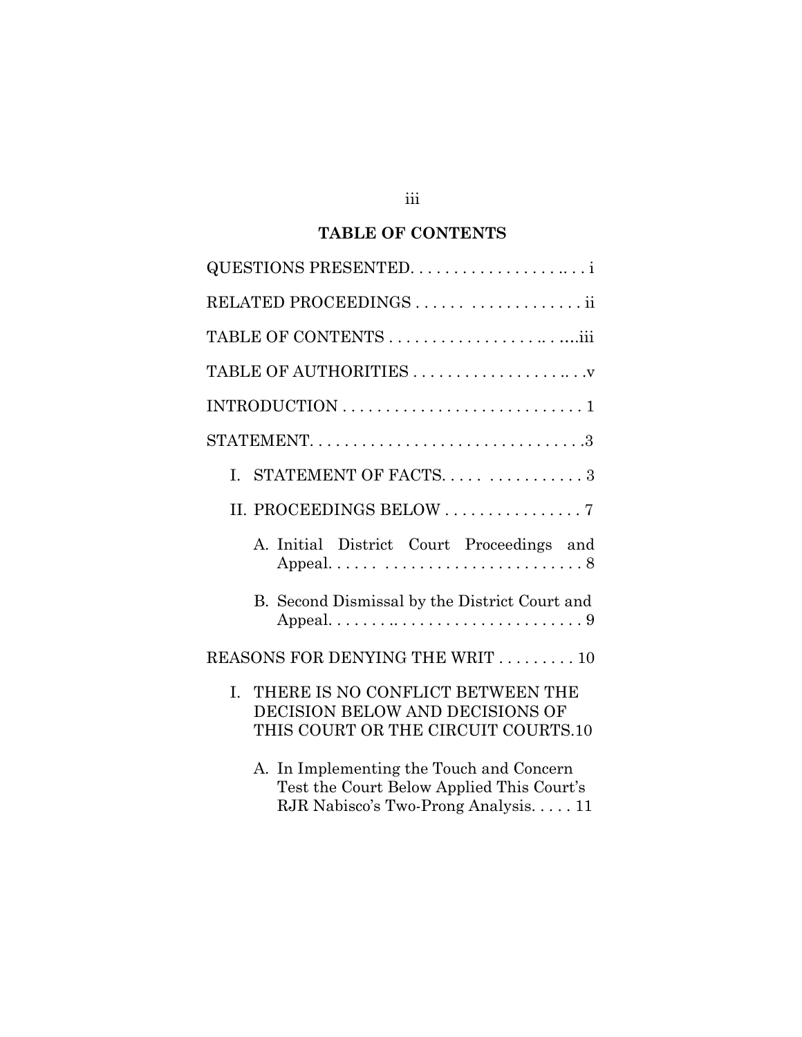## TABLE OF CONTENTS

QUESTIONS PRESENTED. . . . . . . . . . . . . . . . . . .. . . i

RELATED PROCEEDINGS . . . . . . . . . . . . . . . . . . . ii

TABLE OF CONTENTS . . . . . . . . . . . . . . . . . .. . ....iii

TABLE OF AUTHORITIES . . . . . . . . . . . . . . . . . .. . .v

INTRODUCTION . . . . . . . . . . . . . . . . . . . . . . . . . . . . 1

STATEMENT. . . . . . . . . . . . . . . . . . . . . . . . . . . . . . . .3

- I. STATEMENT OF FACTS. . . . . . . . . . . . . . . . . 3
- II. PROCEEDINGS BELOW . . . . . . . . . . . . . . . . 7
  - A. Initial District Court Proceedings and Appeal. . . . . . . . . . . . . . . . . . . . . . . . . . . . . 8
  - B. Second Dismissal by the District Court and Appeal. . . . . . . . .. . . . . . . . . . . . . . . . . . . . . 9

REASONS FOR DENYING THE WRIT . . . . . . . . . 10

- I. THERE IS NO CONFLICT BETWEEN THE DECISION BELOW AND DECISIONS OF THIS COURT OR THE CIRCUIT COURTS.10
  - A. In Implementing the Touch and Concern Test the Court Below Applied This Court's RJR Nabisco's Two-Prong Analysis. . . . . 11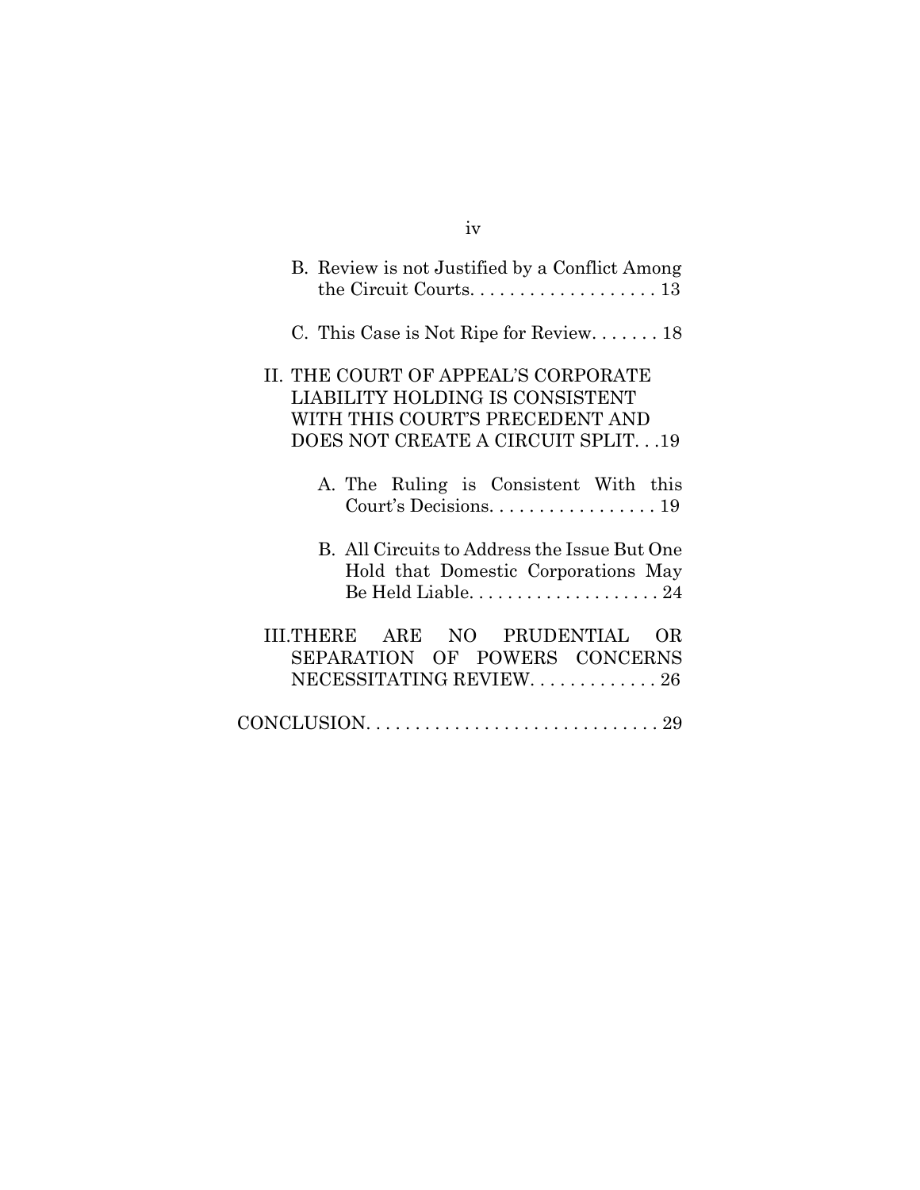B. Review is not Justified by a Conflict Among the Circuit Courts. . . . . . . . . . . . . . . . . . . 13

C. This Case is Not Ripe for Review. . . . . . . 18

II. THE COURT OF APPEAL'S CORPORATE LIABILITY HOLDING IS CONSISTENT WITH THIS COURT'S PRECEDENT AND DOES NOT CREATE A CIRCUIT SPLIT. . .19

A. The Ruling is Consistent With this Court's Decisions. . . . . . . . . . . . . . . . . 19

B. All Circuits to Address the Issue But One Hold that Domestic Corporations May Be Held Liable. . . . . . . . . . . . . . . . . . . . 24

III. THERE ARE NO PRUDENTIAL OR SEPARATION OF POWERS CONCERNS NECESSITATING REVIEW. . . . . . . . . . . . . 26

CONCLUSION. . . . . . . . . . . . . . . . . . . . . . . . . . . . . . 29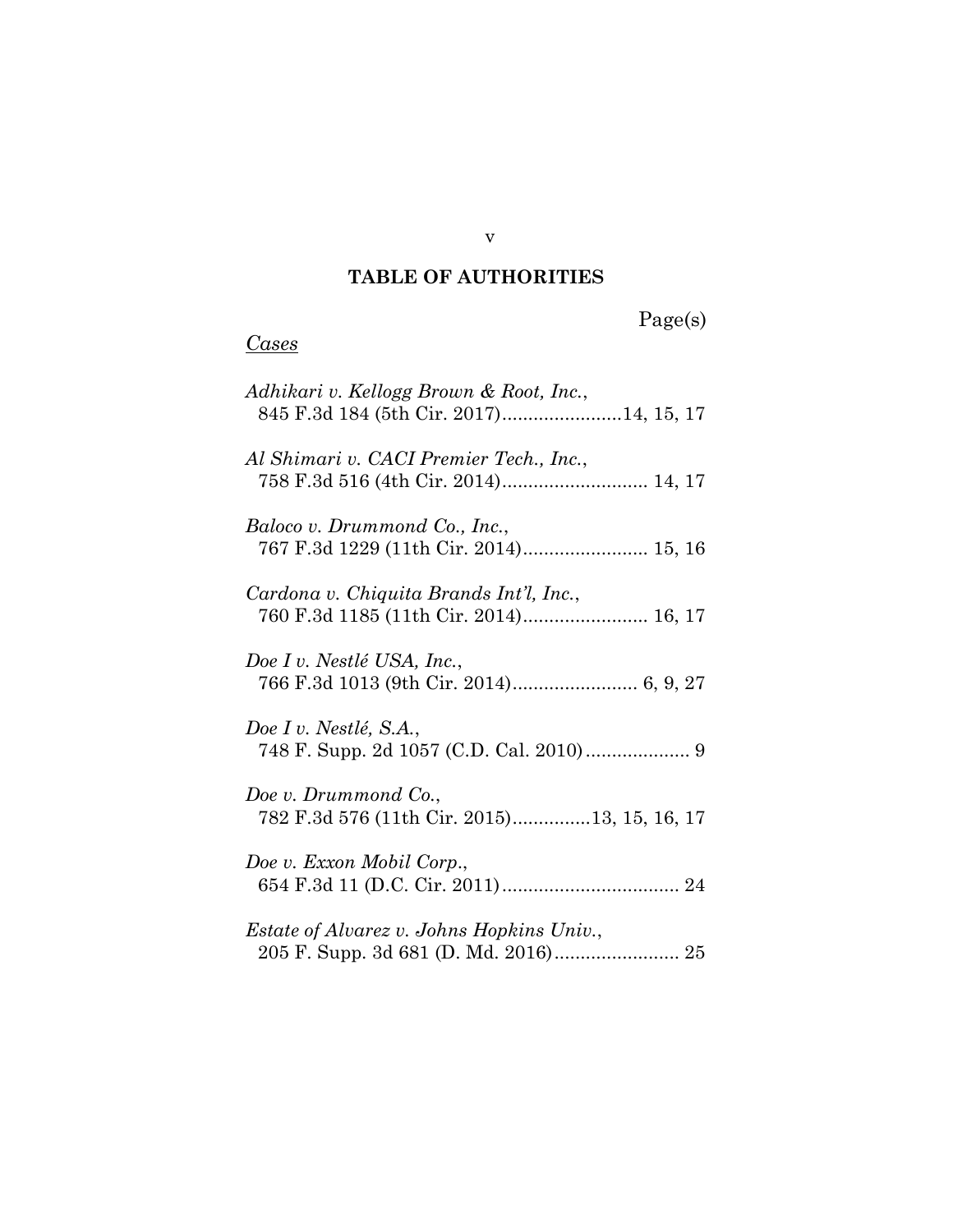## TABLE OF AUTHORITIES

Page(s)

### *Cases*

*Adhikari v. Kellogg Brown & Root, Inc.*,
845 F.3d 184 (5th Cir. 2017).......................14, 15, 17

*Al Shimari v. CACI Premier Tech., Inc.*,
758 F.3d 516 (4th Cir. 2014)............................ 14, 17

*Baloco v. Drummond Co., Inc.*,
767 F.3d 1229 (11th Cir. 2014)........................ 15, 16

*Cardona v. Chiquita Brands Int'l, Inc.*,
760 F.3d 1185 (11th Cir. 2014)........................ 16, 17

*Doe I v. Nestlé USA, Inc.*,
766 F.3d 1013 (9th Cir. 2014)........................ 6, 9, 27

*Doe I v. Nestlé, S.A.*,
748 F. Supp. 2d 1057 (C.D. Cal. 2010).................... 9

*Doe v. Drummond Co.*,
782 F.3d 576 (11th Cir. 2015)...............13, 15, 16, 17

*Doe v. Exxon Mobil Corp.*,
654 F.3d 11 (D.C. Cir. 2011).................................. 24

*Estate of Alvarez v. Johns Hopkins Univ.*,
205 F. Supp. 3d 681 (D. Md. 2016)........................ 25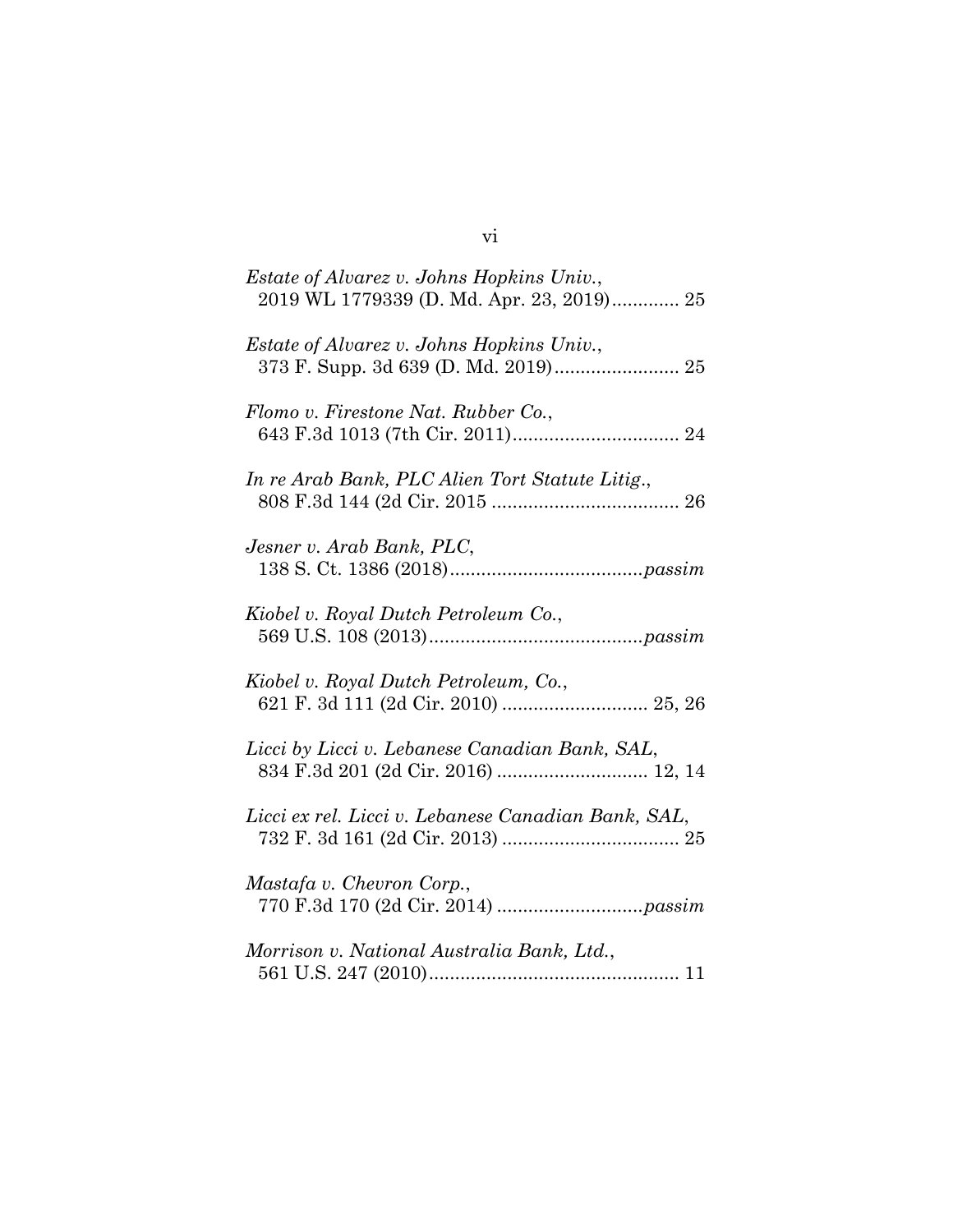*Estate of Alvarez v. Johns Hopkins Univ.*,
2019 WL 1779339 (D. Md. Apr. 23, 2019)............. 25

*Estate of Alvarez v. Johns Hopkins Univ.*,
373 F. Supp. 3d 639 (D. Md. 2019)........................ 25

*Flomo v. Firestone Nat. Rubber Co.*,
643 F.3d 1013 (7th Cir. 2011)................................ 24

*In re Arab Bank, PLC Alien Tort Statute Litig.*,
808 F.3d 144 (2d Cir. 2015 .................................... 26

*Jesner v. Arab Bank, PLC*,
138 S. Ct. 1386 (2018).....................................*passim*

*Kiobel v. Royal Dutch Petroleum Co.*,
569 U.S. 108 (2013).........................................*passim*

*Kiobel v. Royal Dutch Petroleum, Co.*,
621 F. 3d 111 (2d Cir. 2010) ............................ 25, 26

*Licci by Licci v. Lebanese Canadian Bank, SAL*,
834 F.3d 201 (2d Cir. 2016) ............................. 12, 14

*Licci ex rel. Licci v. Lebanese Canadian Bank, SAL*,
732 F. 3d 161 (2d Cir. 2013) .................................. 25

*Mastafa v. Chevron Corp.*,
770 F.3d 170 (2d Cir. 2014) ............................*passim*

*Morrison v. National Australia Bank, Ltd.*,
561 U.S. 247 (2010)................................................ 11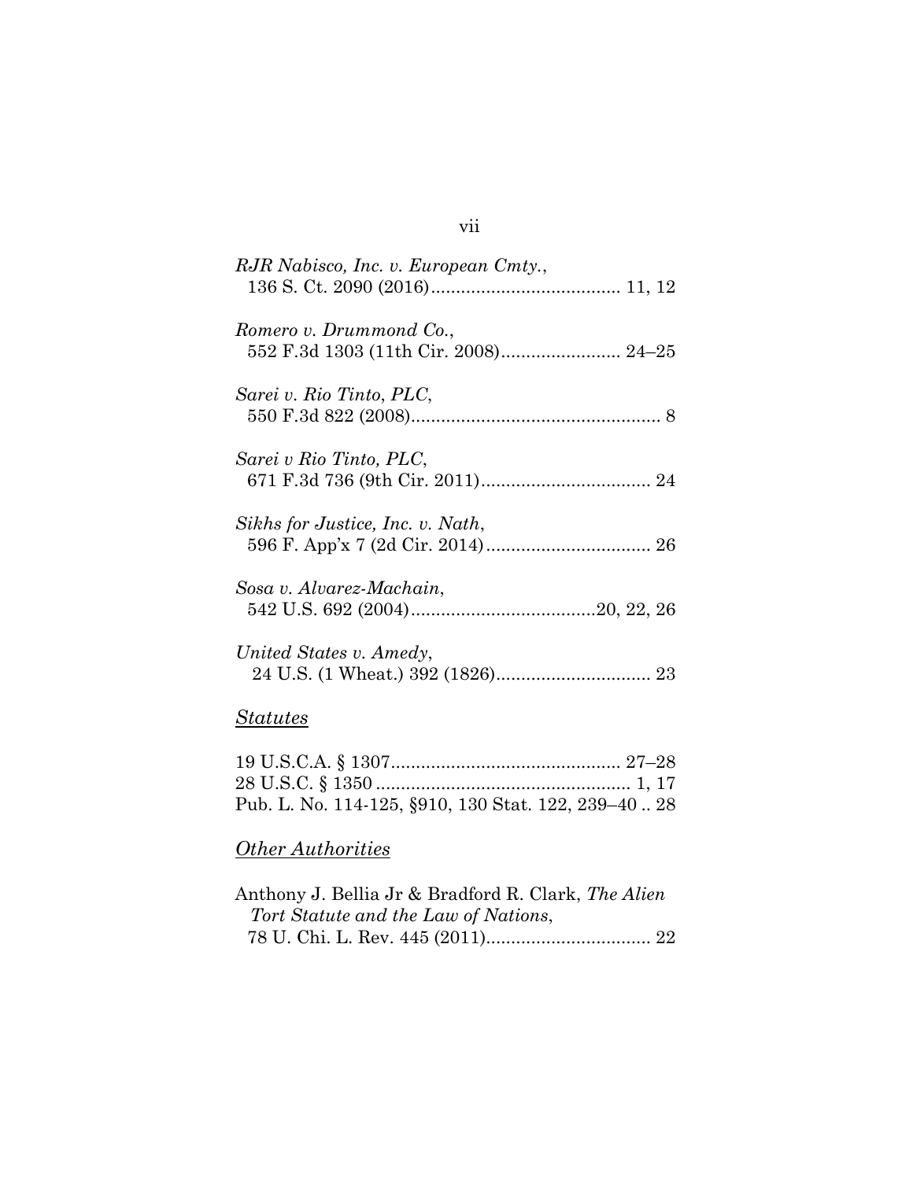*RJR Nabisco, Inc. v. European Cmty.*,
136 S. Ct. 2090 (2016)...................................... 11, 12

*Romero v. Drummond Co.*,
552 F.3d 1303 (11th Cir. 2008)........................ 24–25

*Sarei v. Rio Tinto, PLC*,
550 F.3d 822 (2008).................................................. 8

*Sarei v Rio Tinto, PLC*,
671 F.3d 736 (9th Cir. 2011).................................. 24

*Sikhs for Justice, Inc. v. Nath*,
596 F. App'x 7 (2d Cir. 2014)................................. 26

*Sosa v. Alvarez-Machain*,
542 U.S. 692 (2004).....................................20, 22, 26

*United States v. Amedy*,
24 U.S. (1 Wheat.) 392 (1826)............................... 23

## *Statutes*

19 U.S.C.A. § 1307.............................................. 27–28
28 U.S.C. § 1350 ................................................... 1, 17
Pub. L. No. 114-125, §910, 130 Stat. 122, 239–40 .. 28

## *Other Authorities*

Anthony J. Bellia Jr & Bradford R. Clark, *The Alien Tort Statute and the Law of Nations*,
78 U. Chi. L. Rev. 445 (2011)................................. 22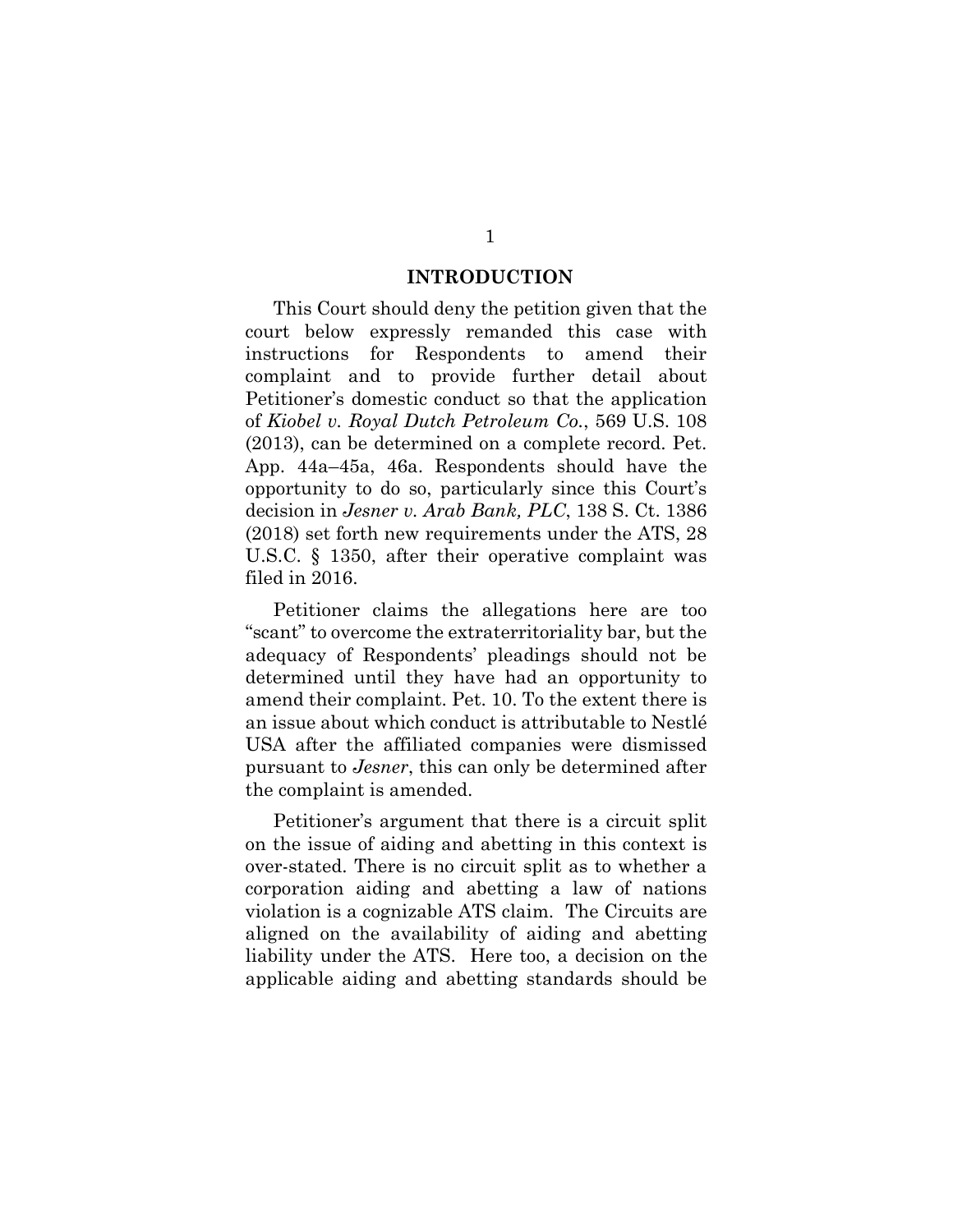## INTRODUCTION

This Court should deny the petition given that the court below expressly remanded this case with instructions for Respondents to amend their complaint and to provide further detail about Petitioner's domestic conduct so that the application of *Kiobel v. Royal Dutch Petroleum Co.*, 569 U.S. 108 (2013), can be determined on a complete record. Pet. App. 44a–45a, 46a. Respondents should have the opportunity to do so, particularly since this Court's decision in *Jesner v. Arab Bank, PLC*, 138 S. Ct. 1386 (2018) set forth new requirements under the ATS, 28 U.S.C. § 1350, after their operative complaint was filed in 2016.

Petitioner claims the allegations here are too "scant" to overcome the extraterritoriality bar, but the adequacy of Respondents' pleadings should not be determined until they have had an opportunity to amend their complaint. Pet. 10. To the extent there is an issue about which conduct is attributable to Nestlé USA after the affiliated companies were dismissed pursuant to *Jesner*, this can only be determined after the complaint is amended.

Petitioner's argument that there is a circuit split on the issue of aiding and abetting in this context is over-stated. There is no circuit split as to whether a corporation aiding and abetting a law of nations violation is a cognizable ATS claim. The Circuits are aligned on the availability of aiding and abetting liability under the ATS. Here too, a decision on the applicable aiding and abetting standards should be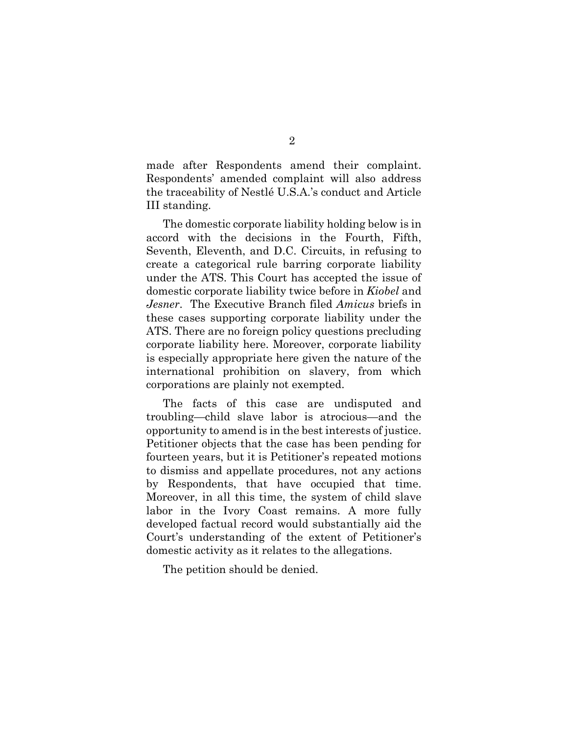made after Respondents amend their complaint. Respondents' amended complaint will also address the traceability of Nestlé U.S.A.'s conduct and Article III standing.

The domestic corporate liability holding below is in accord with the decisions in the Fourth, Fifth, Seventh, Eleventh, and D.C. Circuits, in refusing to create a categorical rule barring corporate liability under the ATS. This Court has accepted the issue of domestic corporate liability twice before in *Kiobel* and *Jesner*. The Executive Branch filed *Amicus* briefs in these cases supporting corporate liability under the ATS. There are no foreign policy questions precluding corporate liability here. Moreover, corporate liability is especially appropriate here given the nature of the international prohibition on slavery, from which corporations are plainly not exempted.

The facts of this case are undisputed and troubling—child slave labor is atrocious—and the opportunity to amend is in the best interests of justice. Petitioner objects that the case has been pending for fourteen years, but it is Petitioner's repeated motions to dismiss and appellate procedures, not any actions by Respondents, that have occupied that time. Moreover, in all this time, the system of child slave labor in the Ivory Coast remains. A more fully developed factual record would substantially aid the Court's understanding of the extent of Petitioner's domestic activity as it relates to the allegations.

The petition should be denied.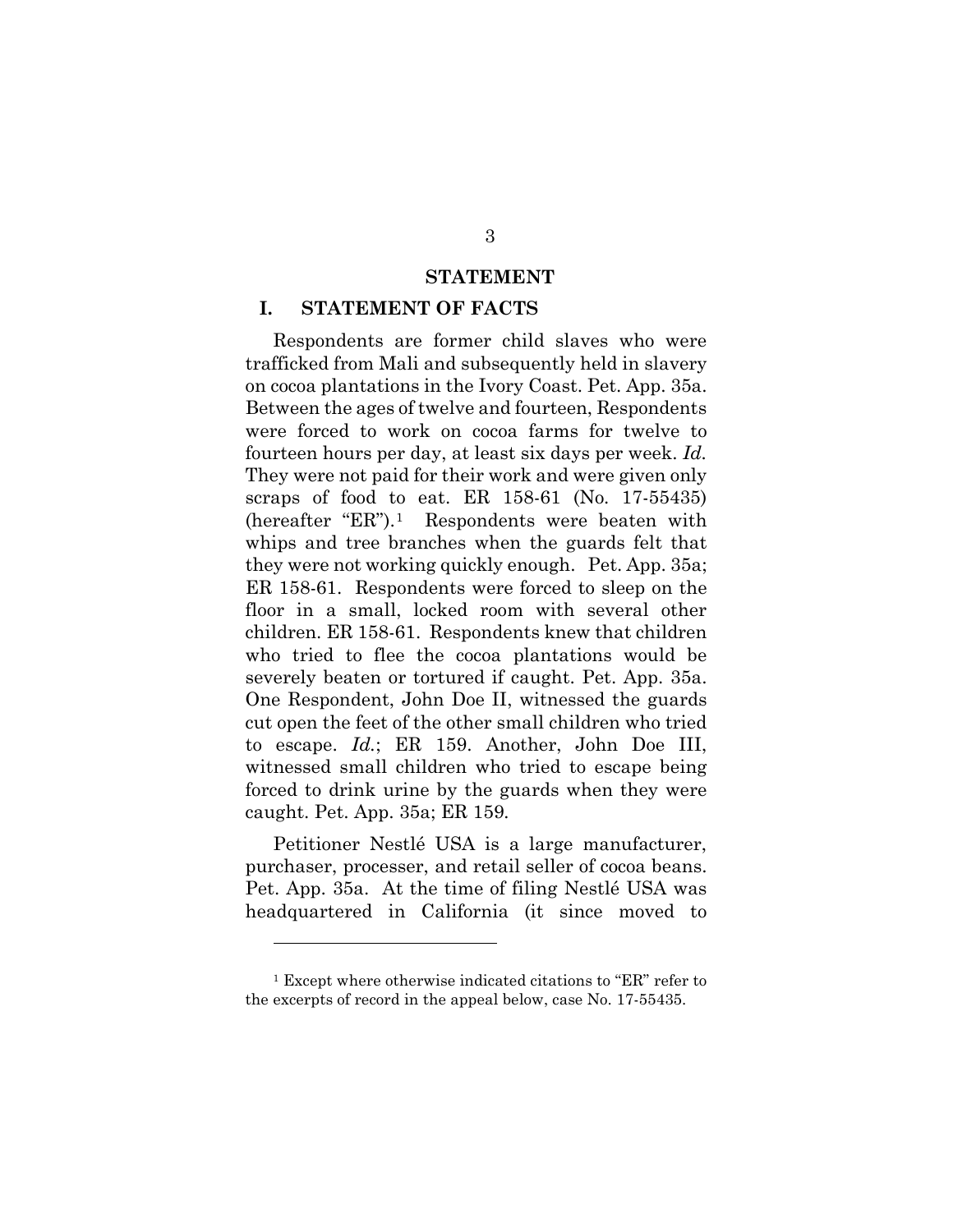## STATEMENT

### I. STATEMENT OF FACTS

Respondents are former child slaves who were trafficked from Mali and subsequently held in slavery on cocoa plantations in the Ivory Coast. Pet. App. 35a. Between the ages of twelve and fourteen, Respondents were forced to work on cocoa farms for twelve to fourteen hours per day, at least six days per week. *Id.* They were not paid for their work and were given only scraps of food to eat. ER 158-61 (No. 17-55435) (hereafter "ER").[1] Respondents were beaten with whips and tree branches when the guards felt that they were not working quickly enough. Pet. App. 35a; ER 158-61. Respondents were forced to sleep on the floor in a small, locked room with several other children. ER 158-61. Respondents knew that children who tried to flee the cocoa plantations would be severely beaten or tortured if caught. Pet. App. 35a. One Respondent, John Doe II, witnessed the guards cut open the feet of the other small children who tried to escape. *Id.*; ER 159. Another, John Doe III, witnessed small children who tried to escape being forced to drink urine by the guards when they were caught. Pet. App. 35a; ER 159.

Petitioner Nestlé USA is a large manufacturer, purchaser, processer, and retail seller of cocoa beans. Pet. App. 35a. At the time of filing Nestlé USA was headquartered in California (it since moved to

[1] Except where otherwise indicated citations to "ER" refer to the excerpts of record in the appeal below, case No. 17-55435.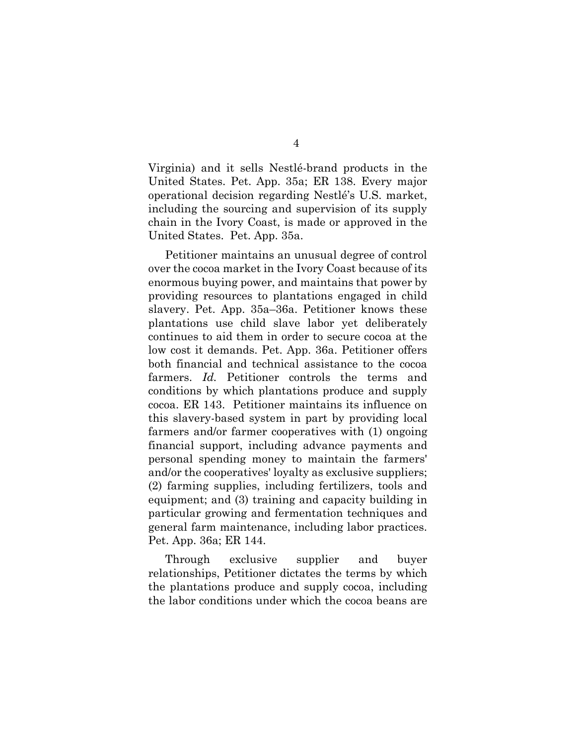Virginia) and it sells Nestlé-brand products in the United States. Pet. App. 35a; ER 138. Every major operational decision regarding Nestlé's U.S. market, including the sourcing and supervision of its supply chain in the Ivory Coast, is made or approved in the United States. Pet. App. 35a.

Petitioner maintains an unusual degree of control over the cocoa market in the Ivory Coast because of its enormous buying power, and maintains that power by providing resources to plantations engaged in child slavery. Pet. App. 35a–36a. Petitioner knows these plantations use child slave labor yet deliberately continues to aid them in order to secure cocoa at the low cost it demands. Pet. App. 36a. Petitioner offers both financial and technical assistance to the cocoa farmers. *Id.* Petitioner controls the terms and conditions by which plantations produce and supply cocoa. ER 143. Petitioner maintains its influence on this slavery-based system in part by providing local farmers and/or farmer cooperatives with (1) ongoing financial support, including advance payments and personal spending money to maintain the farmers' and/or the cooperatives' loyalty as exclusive suppliers; (2) farming supplies, including fertilizers, tools and equipment; and (3) training and capacity building in particular growing and fermentation techniques and general farm maintenance, including labor practices. Pet. App. 36a; ER 144.

Through exclusive supplier and buyer relationships, Petitioner dictates the terms by which the plantations produce and supply cocoa, including the labor conditions under which the cocoa beans are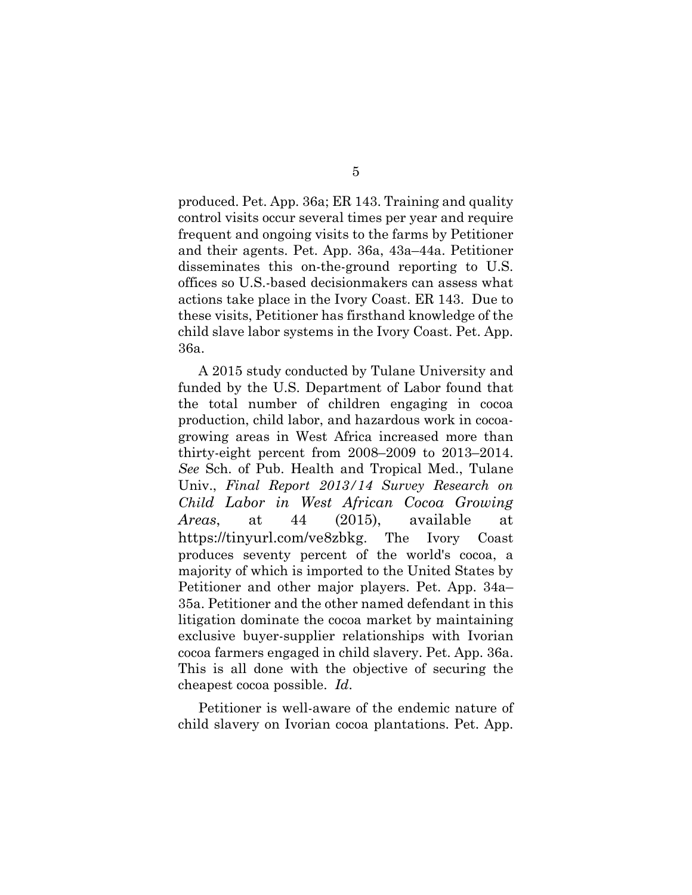produced. Pet. App. 36a; ER 143. Training and quality control visits occur several times per year and require frequent and ongoing visits to the farms by Petitioner and their agents. Pet. App. 36a, 43a–44a. Petitioner disseminates this on-the-ground reporting to U.S. offices so U.S.-based decisionmakers can assess what actions take place in the Ivory Coast. ER 143. Due to these visits, Petitioner has firsthand knowledge of the child slave labor systems in the Ivory Coast. Pet. App. 36a.

A 2015 study conducted by Tulane University and funded by the U.S. Department of Labor found that the total number of children engaging in cocoa production, child labor, and hazardous work in cocoa-growing areas in West Africa increased more than thirty-eight percent from 2008–2009 to 2013–2014. *See* Sch. of Pub. Health and Tropical Med., Tulane Univ., *Final Report 2013/14 Survey Research on Child Labor in West African Cocoa Growing Areas*, at 44 (2015), available at https://tinyurl.com/ve8zbkg. The Ivory Coast produces seventy percent of the world's cocoa, a majority of which is imported to the United States by Petitioner and other major players. Pet. App. 34a–35a. Petitioner and the other named defendant in this litigation dominate the cocoa market by maintaining exclusive buyer-supplier relationships with Ivorian cocoa farmers engaged in child slavery. Pet. App. 36a. This is all done with the objective of securing the cheapest cocoa possible. *Id*.

Petitioner is well-aware of the endemic nature of child slavery on Ivorian cocoa plantations. Pet. App.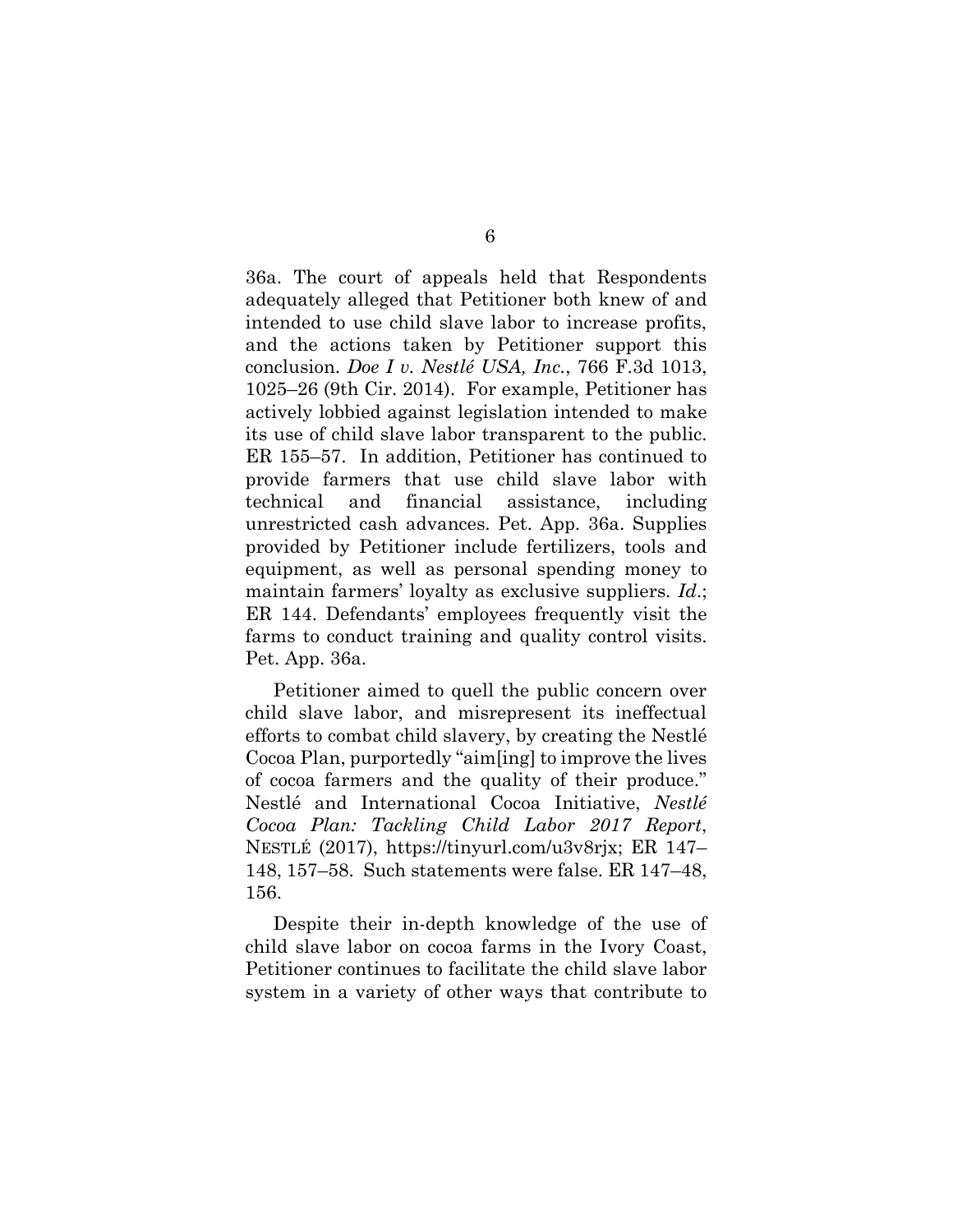36a. The court of appeals held that Respondents adequately alleged that Petitioner both knew of and intended to use child slave labor to increase profits, and the actions taken by Petitioner support this conclusion. *Doe I v. Nestlé USA, Inc.*, 766 F.3d 1013, 1025–26 (9th Cir. 2014). For example, Petitioner has actively lobbied against legislation intended to make its use of child slave labor transparent to the public. ER 155–57. In addition, Petitioner has continued to provide farmers that use child slave labor with technical and financial assistance, including unrestricted cash advances. Pet. App. 36a. Supplies provided by Petitioner include fertilizers, tools and equipment, as well as personal spending money to maintain farmers' loyalty as exclusive suppliers. *Id.*; ER 144. Defendants' employees frequently visit the farms to conduct training and quality control visits. Pet. App. 36a.

Petitioner aimed to quell the public concern over child slave labor, and misrepresent its ineffectual efforts to combat child slavery, by creating the Nestlé Cocoa Plan, purportedly "aim[ing] to improve the lives of cocoa farmers and the quality of their produce." Nestlé and International Cocoa Initiative, *Nestlé Cocoa Plan: Tackling Child Labor 2017 Report*, NESTLÉ (2017), https://tinyurl.com/u3v8rjx; ER 147–148, 157–58. Such statements were false. ER 147–48, 156.

Despite their in-depth knowledge of the use of child slave labor on cocoa farms in the Ivory Coast, Petitioner continues to facilitate the child slave labor system in a variety of other ways that contribute to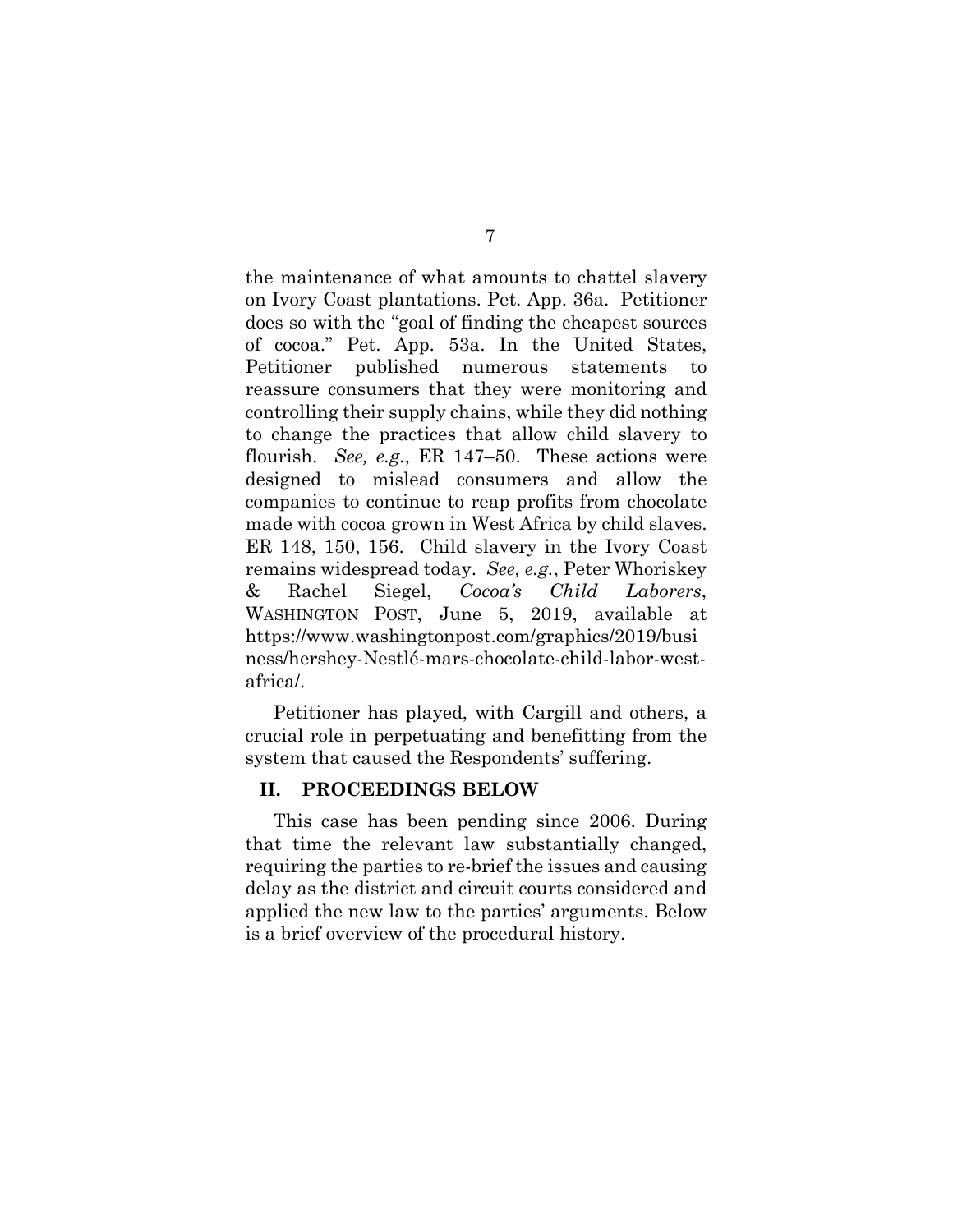the maintenance of what amounts to chattel slavery on Ivory Coast plantations. Pet. App. 36a. Petitioner does so with the "goal of finding the cheapest sources of cocoa." Pet. App. 53a. In the United States, Petitioner published numerous statements to reassure consumers that they were monitoring and controlling their supply chains, while they did nothing to change the practices that allow child slavery to flourish. *See, e.g.*, ER 147–50. These actions were designed to mislead consumers and allow the companies to continue to reap profits from chocolate made with cocoa grown in West Africa by child slaves. ER 148, 150, 156. Child slavery in the Ivory Coast remains widespread today. *See, e.g.*, Peter Whoriskey & Rachel Siegel, *Cocoa's Child Laborers*, WASHINGTON POST, June 5, 2019, available at https://www.washingtonpost.com/graphics/2019/business/hershey-Nestlé-mars-chocolate-child-labor-west-africa/.

Petitioner has played, with Cargill and others, a crucial role in perpetuating and benefitting from the system that caused the Respondents' suffering.

## II. PROCEEDINGS BELOW

This case has been pending since 2006. During that time the relevant law substantially changed, requiring the parties to re-brief the issues and causing delay as the district and circuit courts considered and applied the new law to the parties' arguments. Below is a brief overview of the procedural history.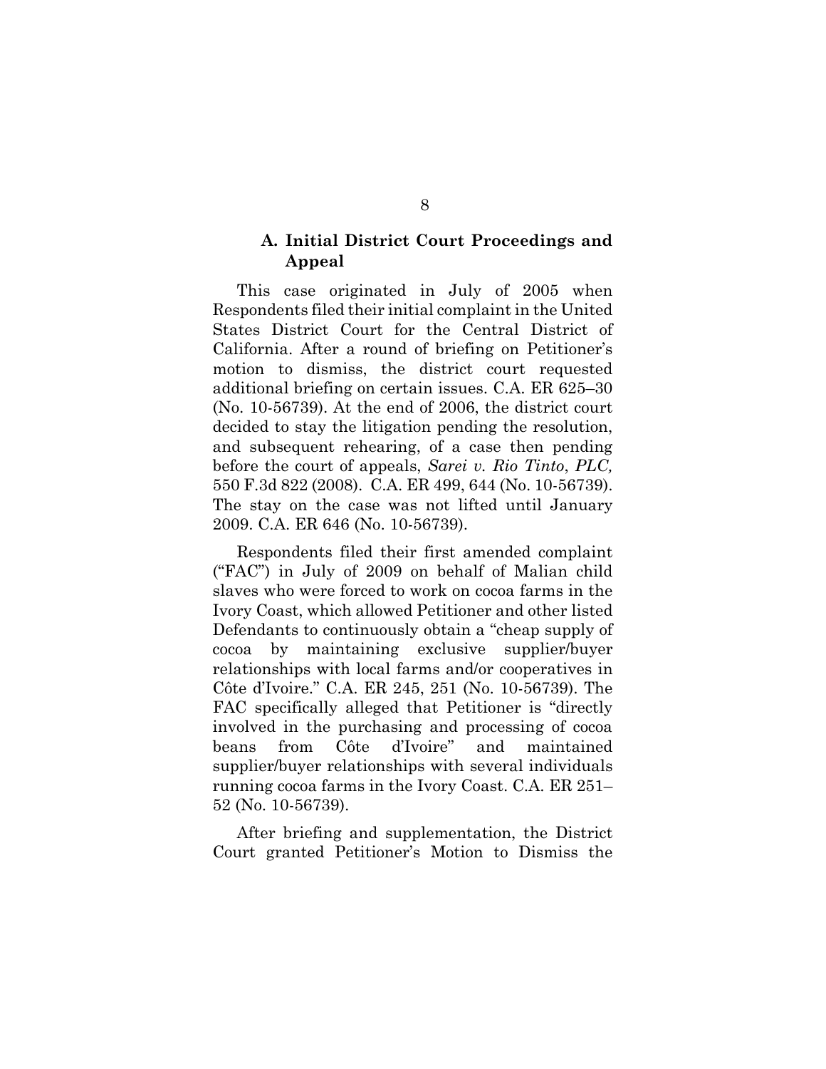### A. Initial District Court Proceedings and Appeal

This case originated in July of 2005 when Respondents filed their initial complaint in the United States District Court for the Central District of California. After a round of briefing on Petitioner's motion to dismiss, the district court requested additional briefing on certain issues. C.A. ER 625–30 (No. 10-56739). At the end of 2006, the district court decided to stay the litigation pending the resolution, and subsequent rehearing, of a case then pending before the court of appeals, *Sarei v. Rio Tinto*, *PLC,* 550 F.3d 822 (2008). C.A. ER 499, 644 (No. 10-56739). The stay on the case was not lifted until January 2009. C.A. ER 646 (No. 10-56739).

Respondents filed their first amended complaint ("FAC") in July of 2009 on behalf of Malian child slaves who were forced to work on cocoa farms in the Ivory Coast, which allowed Petitioner and other listed Defendants to continuously obtain a "cheap supply of cocoa by maintaining exclusive supplier/buyer relationships with local farms and/or cooperatives in Côte d'Ivoire." C.A. ER 245, 251 (No. 10-56739). The FAC specifically alleged that Petitioner is "directly involved in the purchasing and processing of cocoa beans from Côte d'Ivoire" and maintained supplier/buyer relationships with several individuals running cocoa farms in the Ivory Coast. C.A. ER 251–52 (No. 10-56739).

After briefing and supplementation, the District Court granted Petitioner's Motion to Dismiss the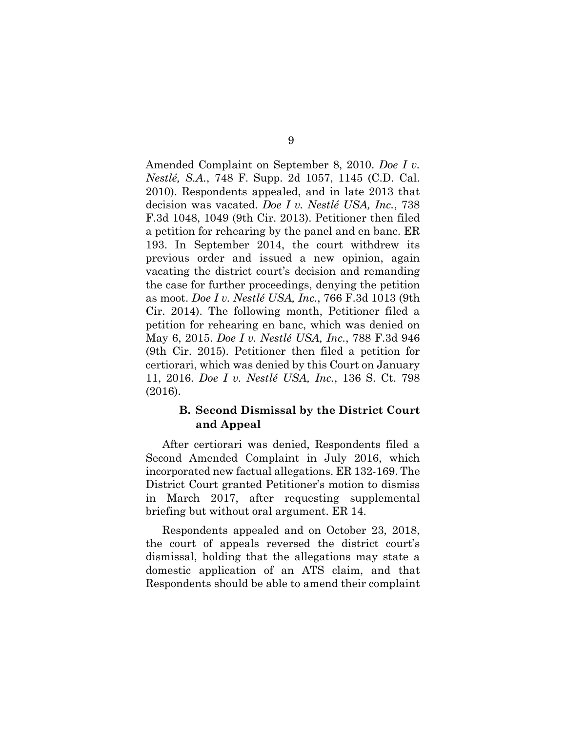Amended Complaint on September 8, 2010. *Doe I v. Nestlé, S.A.*, 748 F. Supp. 2d 1057, 1145 (C.D. Cal. 2010). Respondents appealed, and in late 2013 that decision was vacated. *Doe I v. Nestlé USA, Inc.*, 738 F.3d 1048, 1049 (9th Cir. 2013). Petitioner then filed a petition for rehearing by the panel and en banc. ER 193. In September 2014, the court withdrew its previous order and issued a new opinion, again vacating the district court's decision and remanding the case for further proceedings, denying the petition as moot. *Doe I v. Nestlé USA, Inc.*, 766 F.3d 1013 (9th Cir. 2014). The following month, Petitioner filed a petition for rehearing en banc, which was denied on May 6, 2015. *Doe I v. Nestlé USA, Inc.*, 788 F.3d 946 (9th Cir. 2015). Petitioner then filed a petition for certiorari, which was denied by this Court on January 11, 2016. *Doe I v. Nestlé USA, Inc.*, 136 S. Ct. 798 (2016).

### B. Second Dismissal by the District Court and Appeal

After certiorari was denied, Respondents filed a Second Amended Complaint in July 2016, which incorporated new factual allegations. ER 132-169. The District Court granted Petitioner's motion to dismiss in March 2017, after requesting supplemental briefing but without oral argument. ER 14.

Respondents appealed and on October 23, 2018, the court of appeals reversed the district court's dismissal, holding that the allegations may state a domestic application of an ATS claim, and that Respondents should be able to amend their complaint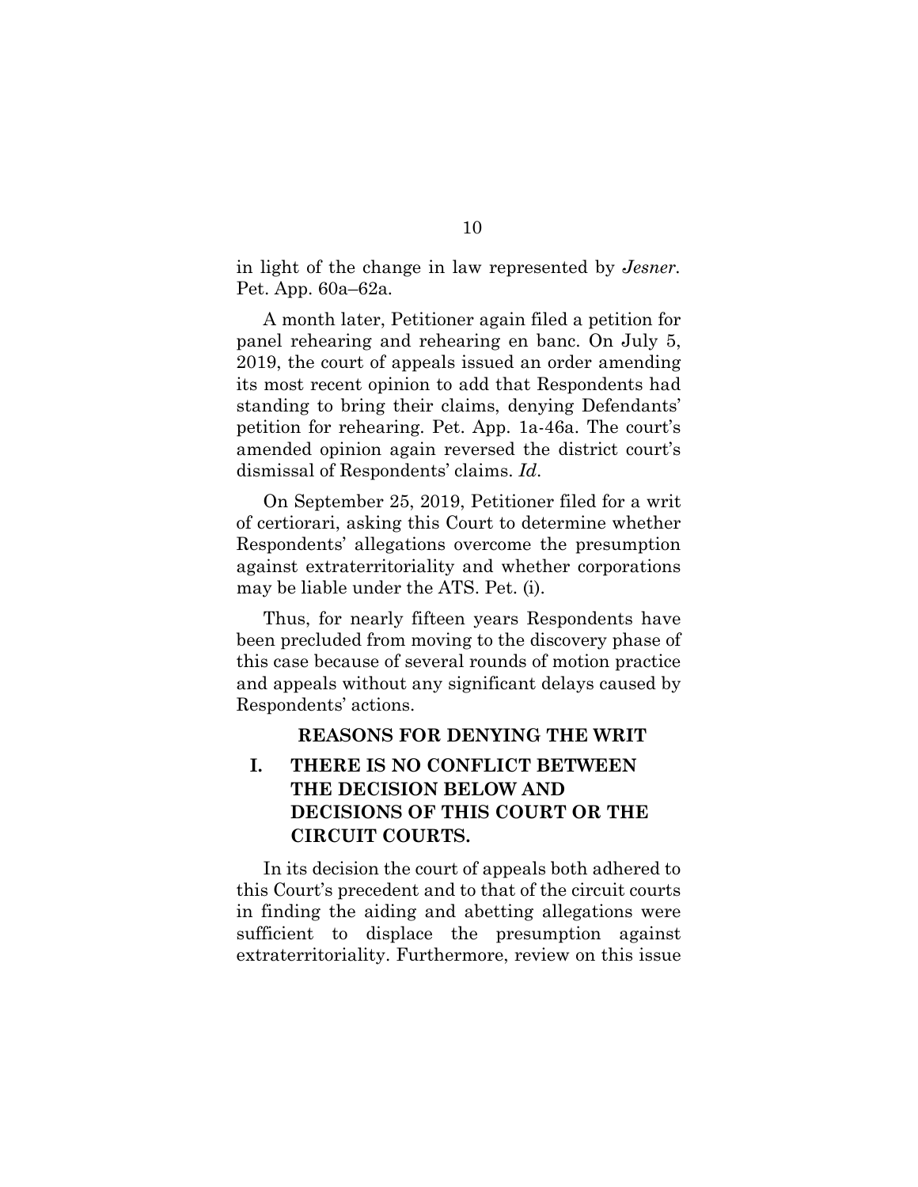in light of the change in law represented by *Jesner*. Pet. App. 60a–62a.

A month later, Petitioner again filed a petition for panel rehearing and rehearing en banc. On July 5, 2019, the court of appeals issued an order amending its most recent opinion to add that Respondents had standing to bring their claims, denying Defendants' petition for rehearing. Pet. App. 1a-46a. The court's amended opinion again reversed the district court's dismissal of Respondents' claims. *Id*.

On September 25, 2019, Petitioner filed for a writ of certiorari, asking this Court to determine whether Respondents' allegations overcome the presumption against extraterritoriality and whether corporations may be liable under the ATS. Pet. (i).

Thus, for nearly fifteen years Respondents have been precluded from moving to the discovery phase of this case because of several rounds of motion practice and appeals without any significant delays caused by Respondents' actions.

## REASONS FOR DENYING THE WRIT

### I. THERE IS NO CONFLICT BETWEEN THE DECISION BELOW AND DECISIONS OF THIS COURT OR THE CIRCUIT COURTS.

In its decision the court of appeals both adhered to this Court's precedent and to that of the circuit courts in finding the aiding and abetting allegations were sufficient to displace the presumption against extraterritoriality. Furthermore, review on this issue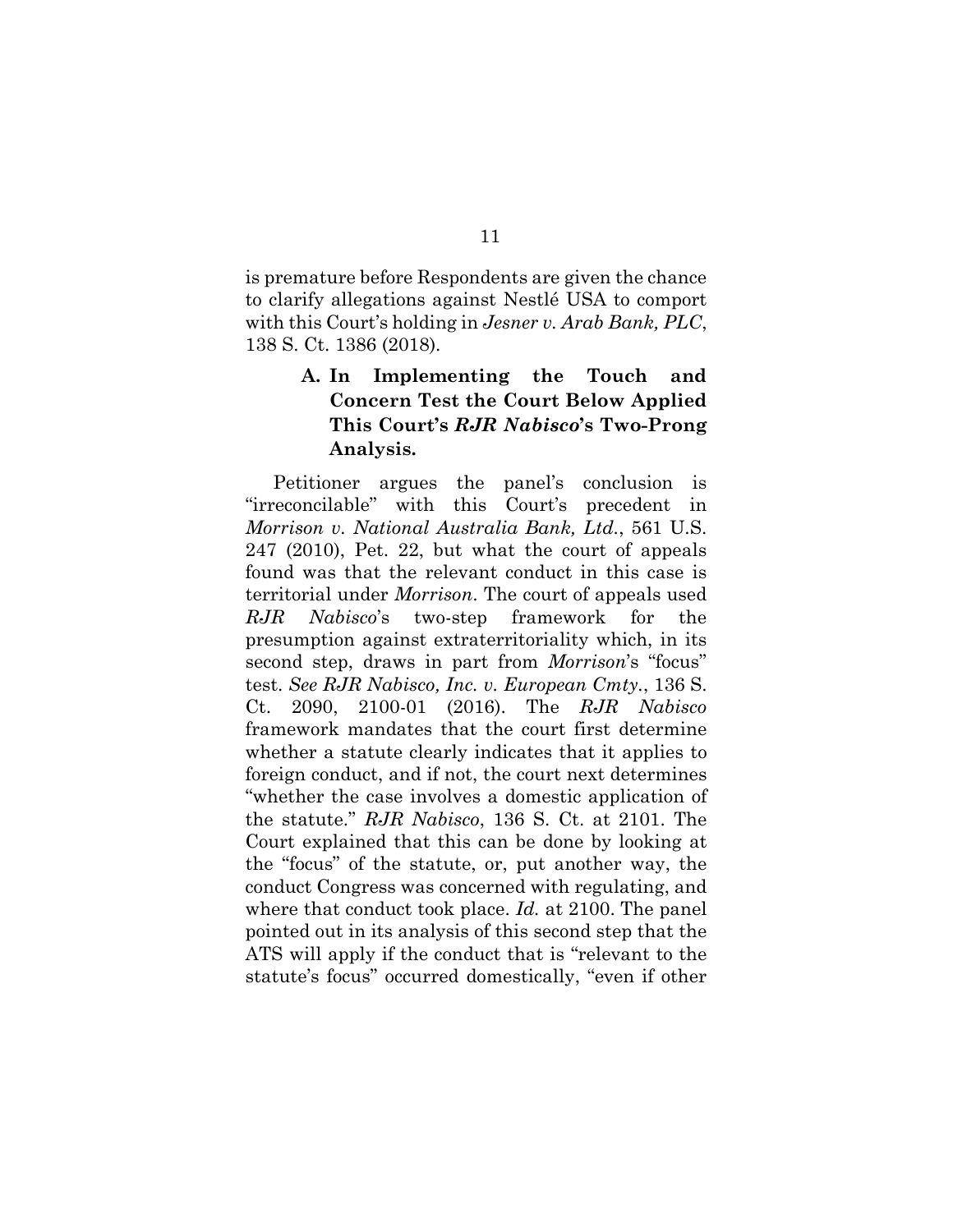is premature before Respondents are given the chance to clarify allegations against Nestlé USA to comport with this Court's holding in *Jesner v. Arab Bank, PLC*, 138 S. Ct. 1386 (2018).

### A. In Implementing the Touch and Concern Test the Court Below Applied This Court's *RJR Nabisco*'s Two-Prong Analysis.

Petitioner argues the panel's conclusion is "irreconcilable" with this Court's precedent in *Morrison v. National Australia Bank, Ltd.*, 561 U.S. 247 (2010), Pet. 22, but what the court of appeals found was that the relevant conduct in this case is territorial under *Morrison*. The court of appeals used *RJR Nabisco*'s two-step framework for the presumption against extraterritoriality which, in its second step, draws in part from *Morrison*'s "focus" test. *See RJR Nabisco, Inc. v. European Cmty.*, 136 S. Ct. 2090, 2100-01 (2016). The *RJR Nabisco* framework mandates that the court first determine whether a statute clearly indicates that it applies to foreign conduct, and if not, the court next determines "whether the case involves a domestic application of the statute." *RJR Nabisco*, 136 S. Ct. at 2101. The Court explained that this can be done by looking at the "focus" of the statute, or, put another way, the conduct Congress was concerned with regulating, and where that conduct took place. *Id.* at 2100. The panel pointed out in its analysis of this second step that the ATS will apply if the conduct that is "relevant to the statute's focus" occurred domestically, "even if other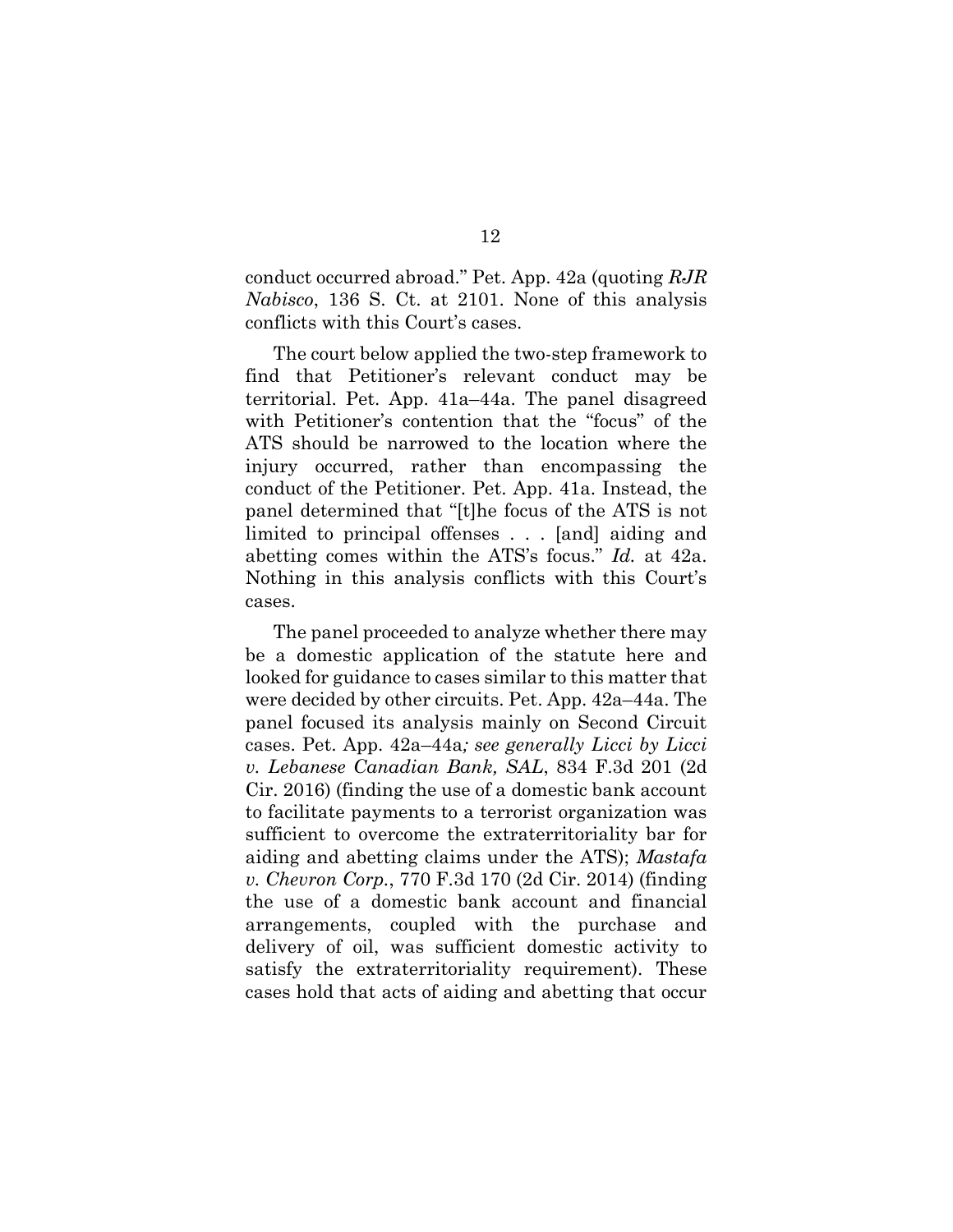conduct occurred abroad." Pet. App. 42a (quoting *RJR Nabisco*, 136 S. Ct. at 2101. None of this analysis conflicts with this Court's cases.

The court below applied the two-step framework to find that Petitioner's relevant conduct may be territorial. Pet. App. 41a–44a. The panel disagreed with Petitioner's contention that the "focus" of the ATS should be narrowed to the location where the injury occurred, rather than encompassing the conduct of the Petitioner. Pet. App. 41a. Instead, the panel determined that "[t]he focus of the ATS is not limited to principal offenses . . . [and] aiding and abetting comes within the ATS's focus." *Id.* at 42a. Nothing in this analysis conflicts with this Court's cases.

The panel proceeded to analyze whether there may be a domestic application of the statute here and looked for guidance to cases similar to this matter that were decided by other circuits. Pet. App. 42a–44a. The panel focused its analysis mainly on Second Circuit cases. Pet. App. 42a–44a*; see generally Licci by Licci v. Lebanese Canadian Bank, SAL*, 834 F.3d 201 (2d Cir. 2016) (finding the use of a domestic bank account to facilitate payments to a terrorist organization was sufficient to overcome the extraterritoriality bar for aiding and abetting claims under the ATS); *Mastafa v. Chevron Corp.*, 770 F.3d 170 (2d Cir. 2014) (finding the use of a domestic bank account and financial arrangements, coupled with the purchase and delivery of oil, was sufficient domestic activity to satisfy the extraterritoriality requirement). These cases hold that acts of aiding and abetting that occur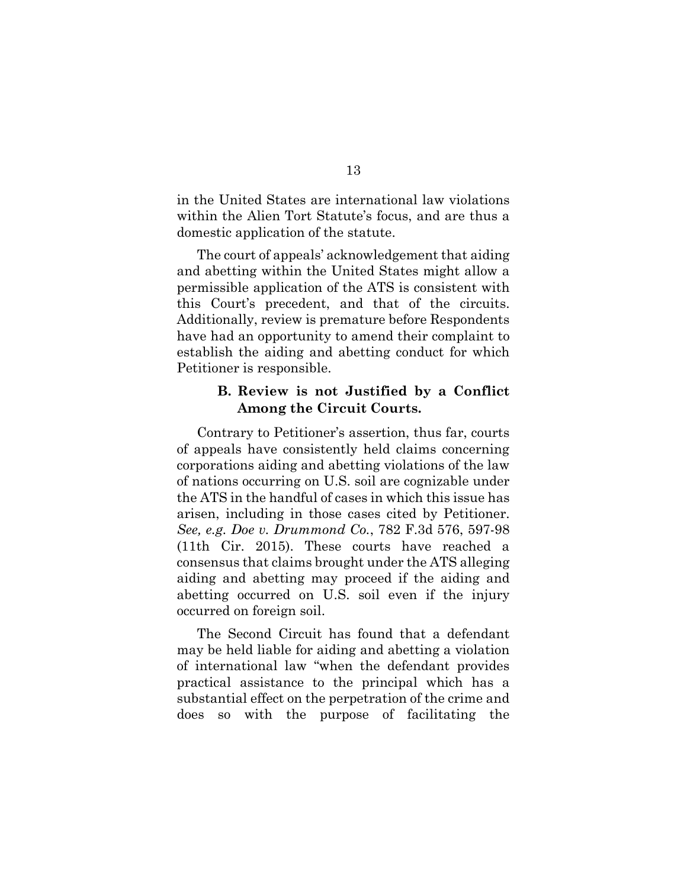in the United States are international law violations within the Alien Tort Statute's focus, and are thus a domestic application of the statute.

The court of appeals' acknowledgement that aiding and abetting within the United States might allow a permissible application of the ATS is consistent with this Court's precedent, and that of the circuits. Additionally, review is premature before Respondents have had an opportunity to amend their complaint to establish the aiding and abetting conduct for which Petitioner is responsible.

### B. Review is not Justified by a Conflict Among the Circuit Courts.

Contrary to Petitioner's assertion, thus far, courts of appeals have consistently held claims concerning corporations aiding and abetting violations of the law of nations occurring on U.S. soil are cognizable under the ATS in the handful of cases in which this issue has arisen, including in those cases cited by Petitioner. *See, e.g. Doe v. Drummond Co.*, 782 F.3d 576, 597-98 (11th Cir. 2015). These courts have reached a consensus that claims brought under the ATS alleging aiding and abetting may proceed if the aiding and abetting occurred on U.S. soil even if the injury occurred on foreign soil.

The Second Circuit has found that a defendant may be held liable for aiding and abetting a violation of international law "when the defendant provides practical assistance to the principal which has a substantial effect on the perpetration of the crime and does so with the purpose of facilitating the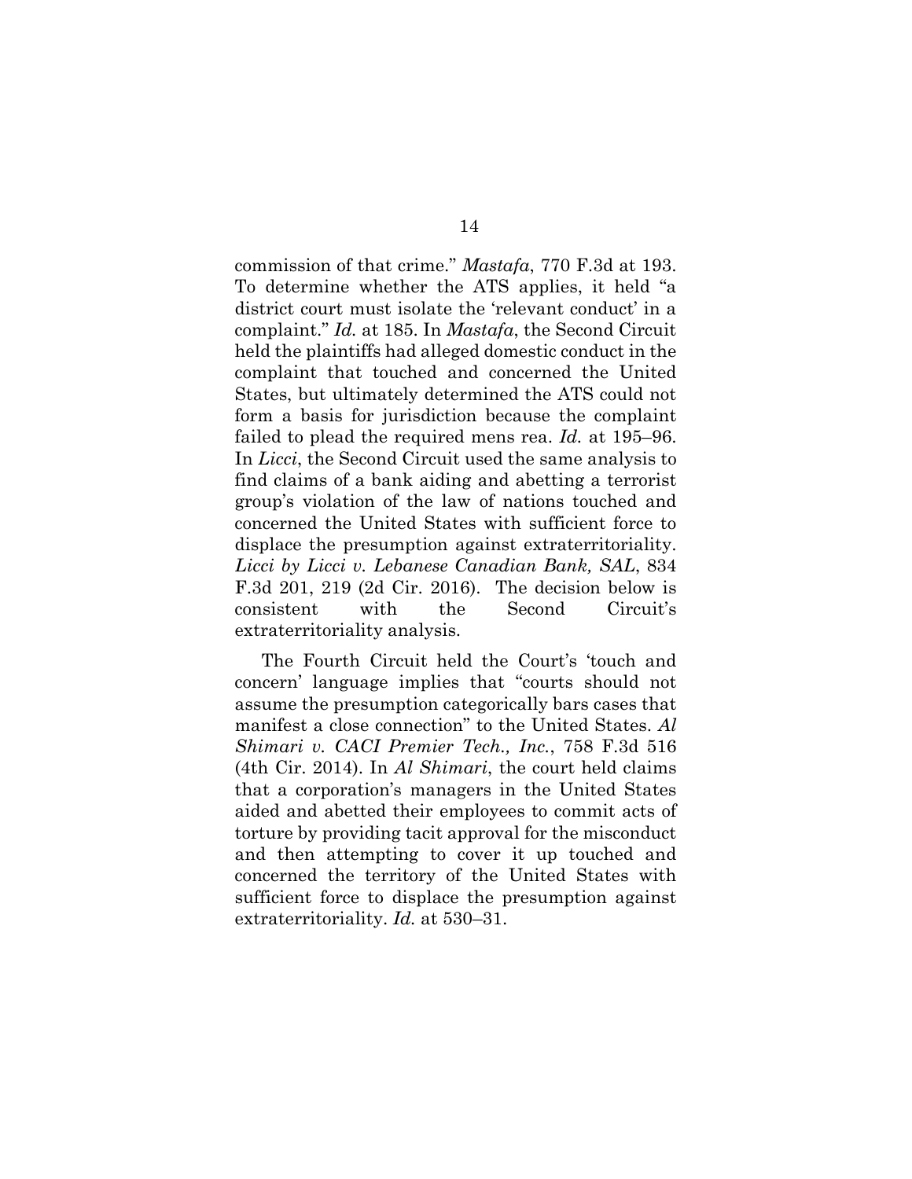commission of that crime." *Mastafa*, 770 F.3d at 193. To determine whether the ATS applies, it held "a district court must isolate the 'relevant conduct' in a complaint." *Id.* at 185. In *Mastafa*, the Second Circuit held the plaintiffs had alleged domestic conduct in the complaint that touched and concerned the United States, but ultimately determined the ATS could not form a basis for jurisdiction because the complaint failed to plead the required mens rea. *Id.* at 195–96. In *Licci*, the Second Circuit used the same analysis to find claims of a bank aiding and abetting a terrorist group's violation of the law of nations touched and concerned the United States with sufficient force to displace the presumption against extraterritoriality. *Licci by Licci v. Lebanese Canadian Bank, SAL*, 834 F.3d 201, 219 (2d Cir. 2016). The decision below is consistent with the Second Circuit's extraterritoriality analysis.

The Fourth Circuit held the Court's 'touch and concern' language implies that "courts should not assume the presumption categorically bars cases that manifest a close connection" to the United States. *Al Shimari v. CACI Premier Tech., Inc.*, 758 F.3d 516 (4th Cir. 2014). In *Al Shimari*, the court held claims that a corporation's managers in the United States aided and abetted their employees to commit acts of torture by providing tacit approval for the misconduct and then attempting to cover it up touched and concerned the territory of the United States with sufficient force to displace the presumption against extraterritoriality. *Id.* at 530–31.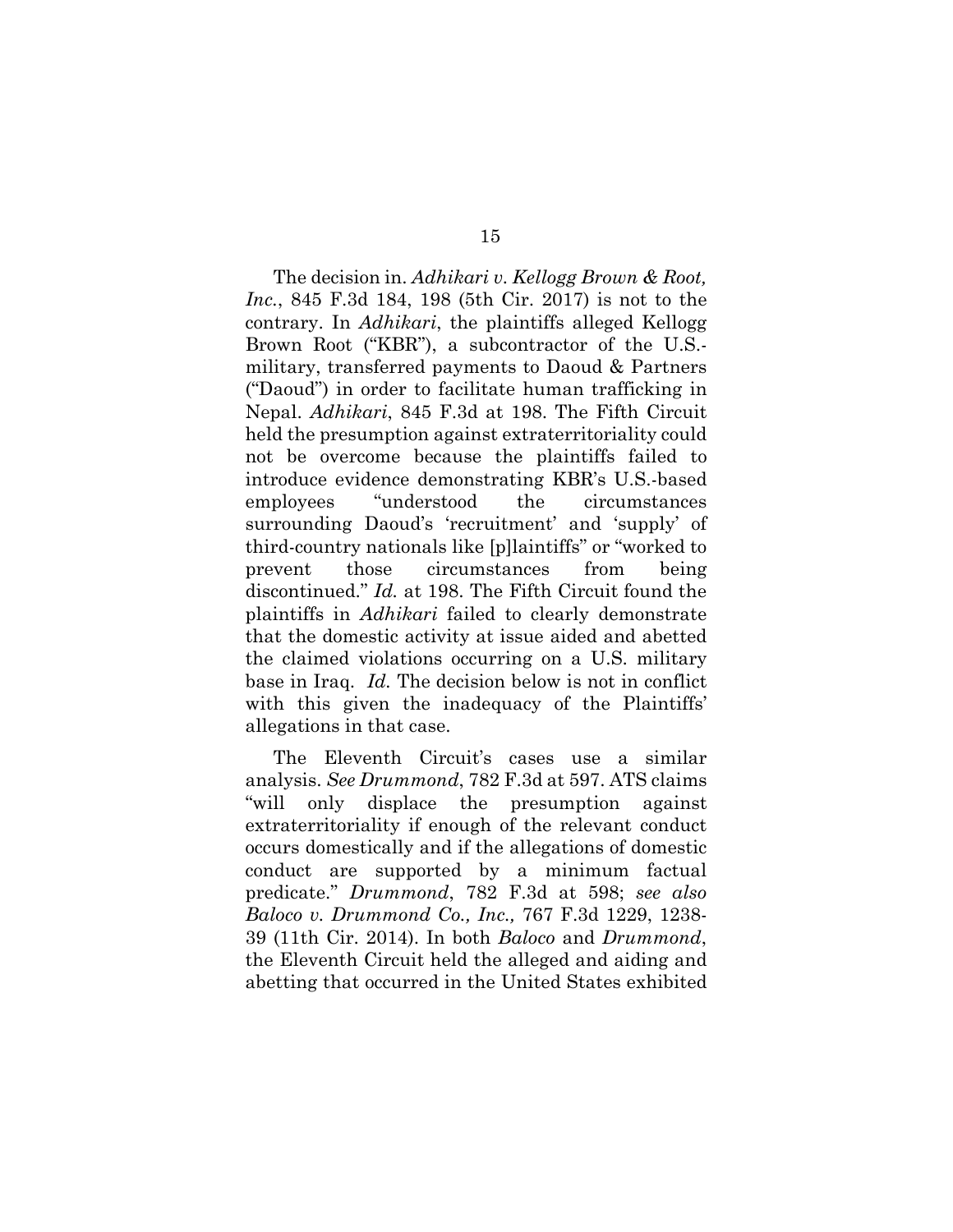The decision in. *Adhikari v. Kellogg Brown & Root, Inc.*, 845 F.3d 184, 198 (5th Cir. 2017) is not to the contrary. In *Adhikari*, the plaintiffs alleged Kellogg Brown Root ("KBR"), a subcontractor of the U.S.-military, transferred payments to Daoud & Partners ("Daoud") in order to facilitate human trafficking in Nepal. *Adhikari*, 845 F.3d at 198. The Fifth Circuit held the presumption against extraterritoriality could not be overcome because the plaintiffs failed to introduce evidence demonstrating KBR's U.S.-based employees "understood the circumstances surrounding Daoud's 'recruitment' and 'supply' of third-country nationals like [p]laintiffs" or "worked to prevent those circumstances from being discontinued." *Id.* at 198. The Fifth Circuit found the plaintiffs in *Adhikari* failed to clearly demonstrate that the domestic activity at issue aided and abetted the claimed violations occurring on a U.S. military base in Iraq. *Id.* The decision below is not in conflict with this given the inadequacy of the Plaintiffs' allegations in that case.

The Eleventh Circuit's cases use a similar analysis. *See Drummond*, 782 F.3d at 597. ATS claims "will only displace the presumption against extraterritoriality if enough of the relevant conduct occurs domestically and if the allegations of domestic conduct are supported by a minimum factual predicate." *Drummond*, 782 F.3d at 598; *see also Baloco v. Drummond Co., Inc.,* 767 F.3d 1229, 1238-39 (11th Cir. 2014). In both *Baloco* and *Drummond*, the Eleventh Circuit held the alleged and aiding and abetting that occurred in the United States exhibited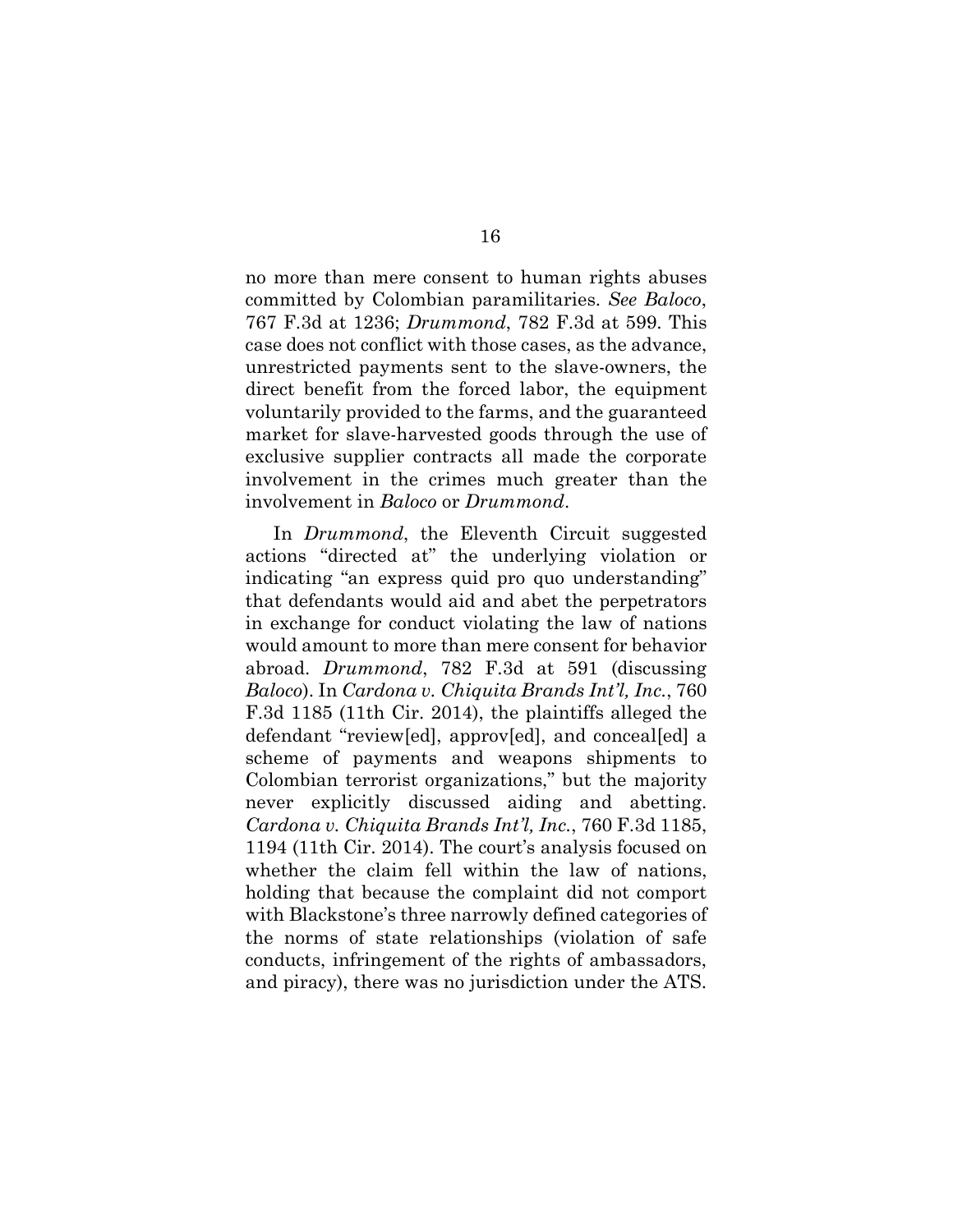no more than mere consent to human rights abuses committed by Colombian paramilitaries. *See Baloco*, 767 F.3d at 1236; *Drummond*, 782 F.3d at 599. This case does not conflict with those cases, as the advance, unrestricted payments sent to the slave-owners, the direct benefit from the forced labor, the equipment voluntarily provided to the farms, and the guaranteed market for slave-harvested goods through the use of exclusive supplier contracts all made the corporate involvement in the crimes much greater than the involvement in *Baloco* or *Drummond*.

In *Drummond*, the Eleventh Circuit suggested actions "directed at" the underlying violation or indicating "an express quid pro quo understanding" that defendants would aid and abet the perpetrators in exchange for conduct violating the law of nations would amount to more than mere consent for behavior abroad. *Drummond*, 782 F.3d at 591 (discussing *Baloco*). In *Cardona v. Chiquita Brands Int'l, Inc.*, 760 F.3d 1185 (11th Cir. 2014), the plaintiffs alleged the defendant "review[ed], approv[ed], and conceal[ed] a scheme of payments and weapons shipments to Colombian terrorist organizations," but the majority never explicitly discussed aiding and abetting. *Cardona v. Chiquita Brands Int'l, Inc.*, 760 F.3d 1185, 1194 (11th Cir. 2014). The court's analysis focused on whether the claim fell within the law of nations, holding that because the complaint did not comport with Blackstone's three narrowly defined categories of the norms of state relationships (violation of safe conducts, infringement of the rights of ambassadors, and piracy), there was no jurisdiction under the ATS.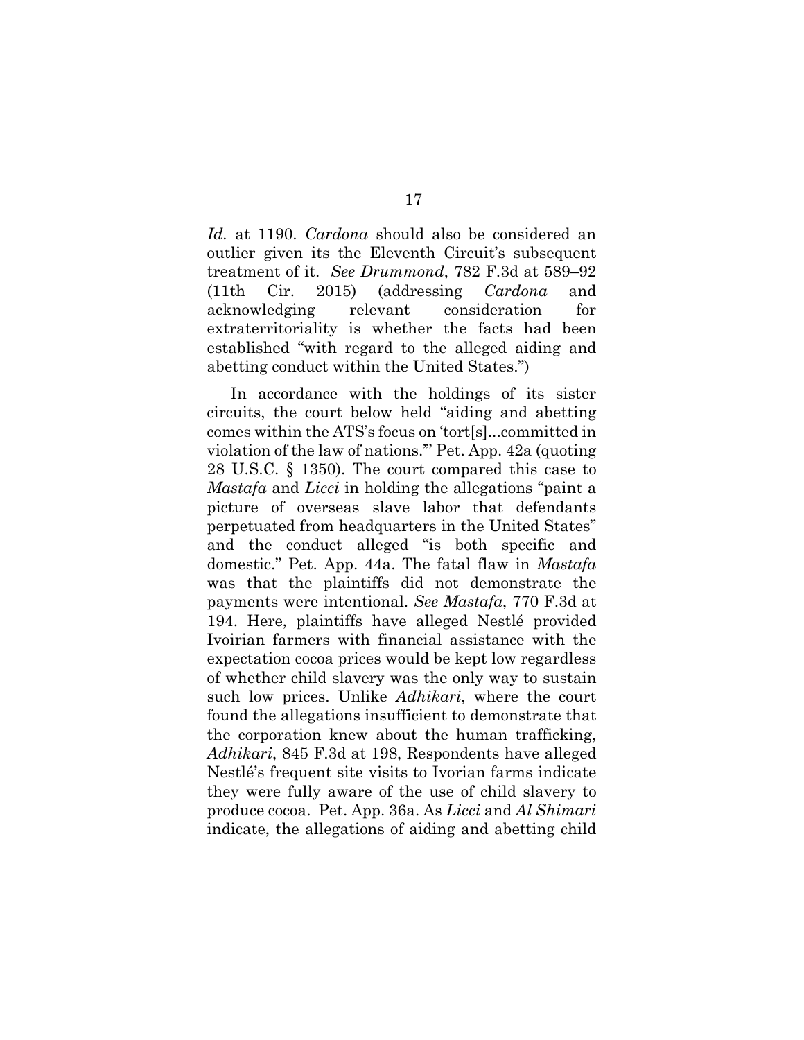*Id.* at 1190. *Cardona* should also be considered an outlier given its the Eleventh Circuit's subsequent treatment of it. *See Drummond*, 782 F.3d at 589–92 (11th Cir. 2015) (addressing *Cardona* and acknowledging relevant consideration for extraterritoriality is whether the facts had been established "with regard to the alleged aiding and abetting conduct within the United States.")

In accordance with the holdings of its sister circuits, the court below held "aiding and abetting comes within the ATS's focus on 'tort[s]...committed in violation of the law of nations.'" Pet. App. 42a (quoting 28 U.S.C. § 1350). The court compared this case to *Mastafa* and *Licci* in holding the allegations "paint a picture of overseas slave labor that defendants perpetuated from headquarters in the United States" and the conduct alleged "is both specific and domestic." Pet. App. 44a. The fatal flaw in *Mastafa* was that the plaintiffs did not demonstrate the payments were intentional. *See Mastafa*, 770 F.3d at 194. Here, plaintiffs have alleged Nestlé provided Ivoirian farmers with financial assistance with the expectation cocoa prices would be kept low regardless of whether child slavery was the only way to sustain such low prices. Unlike *Adhikari*, where the court found the allegations insufficient to demonstrate that the corporation knew about the human trafficking, *Adhikari*, 845 F.3d at 198, Respondents have alleged Nestlé's frequent site visits to Ivorian farms indicate they were fully aware of the use of child slavery to produce cocoa. Pet. App. 36a. As *Licci* and *Al Shimari* indicate, the allegations of aiding and abetting child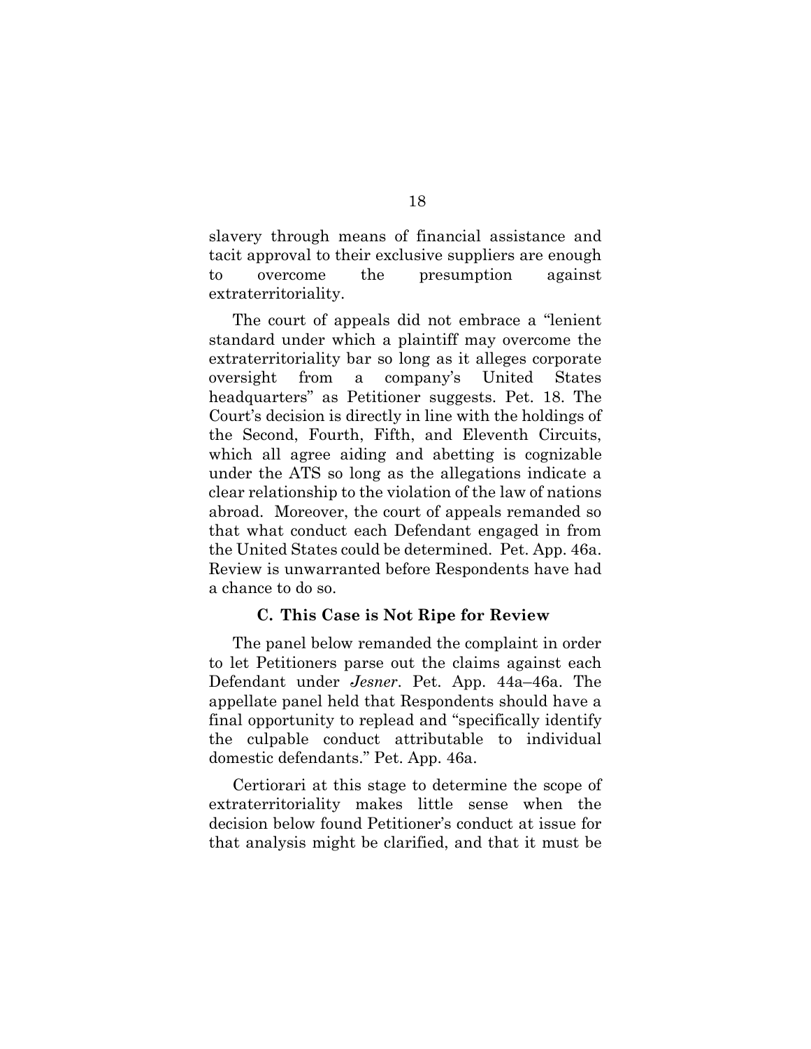slavery through means of financial assistance and tacit approval to their exclusive suppliers are enough to overcome the presumption against extraterritoriality.

The court of appeals did not embrace a "lenient standard under which a plaintiff may overcome the extraterritoriality bar so long as it alleges corporate oversight from a company's United States headquarters" as Petitioner suggests. Pet. 18. The Court's decision is directly in line with the holdings of the Second, Fourth, Fifth, and Eleventh Circuits, which all agree aiding and abetting is cognizable under the ATS so long as the allegations indicate a clear relationship to the violation of the law of nations abroad. Moreover, the court of appeals remanded so that what conduct each Defendant engaged in from the United States could be determined. Pet. App. 46a. Review is unwarranted before Respondents have had a chance to do so.

### C. This Case is Not Ripe for Review

The panel below remanded the complaint in order to let Petitioners parse out the claims against each Defendant under *Jesner*. Pet. App. 44a–46a. The appellate panel held that Respondents should have a final opportunity to replead and "specifically identify the culpable conduct attributable to individual domestic defendants." Pet. App. 46a.

Certiorari at this stage to determine the scope of extraterritoriality makes little sense when the decision below found Petitioner's conduct at issue for that analysis might be clarified, and that it must be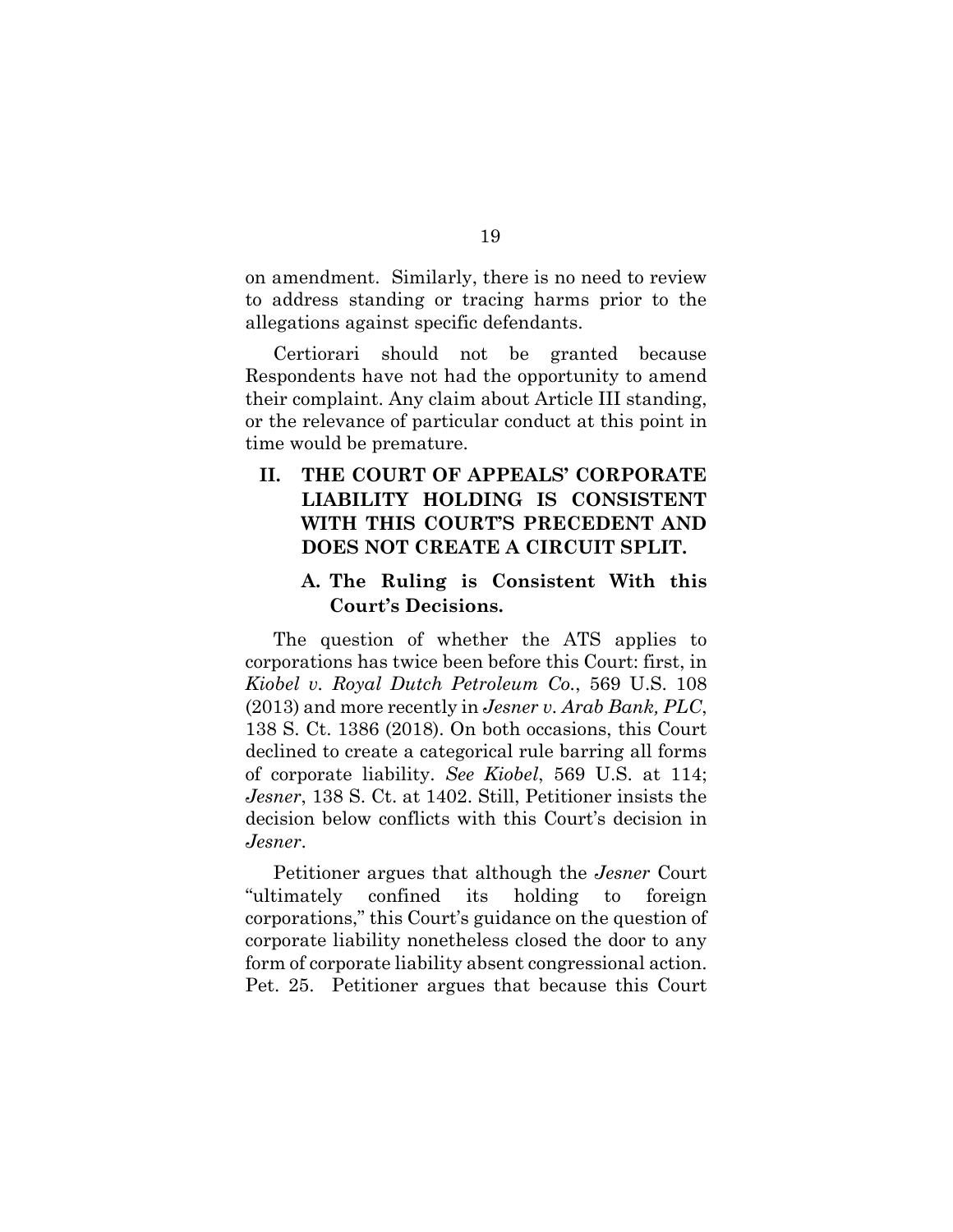on amendment. Similarly, there is no need to review to address standing or tracing harms prior to the allegations against specific defendants.

Certiorari should not be granted because Respondents have not had the opportunity to amend their complaint. Any claim about Article III standing, or the relevance of particular conduct at this point in time would be premature.

## II. THE COURT OF APPEALS' CORPORATE LIABILITY HOLDING IS CONSISTENT WITH THIS COURT'S PRECEDENT AND DOES NOT CREATE A CIRCUIT SPLIT.

### A. The Ruling is Consistent With this Court's Decisions.

The question of whether the ATS applies to corporations has twice been before this Court: first, in *Kiobel v. Royal Dutch Petroleum Co.*, 569 U.S. 108 (2013) and more recently in *Jesner v. Arab Bank, PLC*, 138 S. Ct. 1386 (2018). On both occasions, this Court declined to create a categorical rule barring all forms of corporate liability. *See Kiobel*, 569 U.S. at 114; *Jesner*, 138 S. Ct. at 1402. Still, Petitioner insists the decision below conflicts with this Court's decision in *Jesner*.

Petitioner argues that although the *Jesner* Court "ultimately confined its holding to foreign corporations," this Court's guidance on the question of corporate liability nonetheless closed the door to any form of corporate liability absent congressional action. Pet. 25. Petitioner argues that because this Court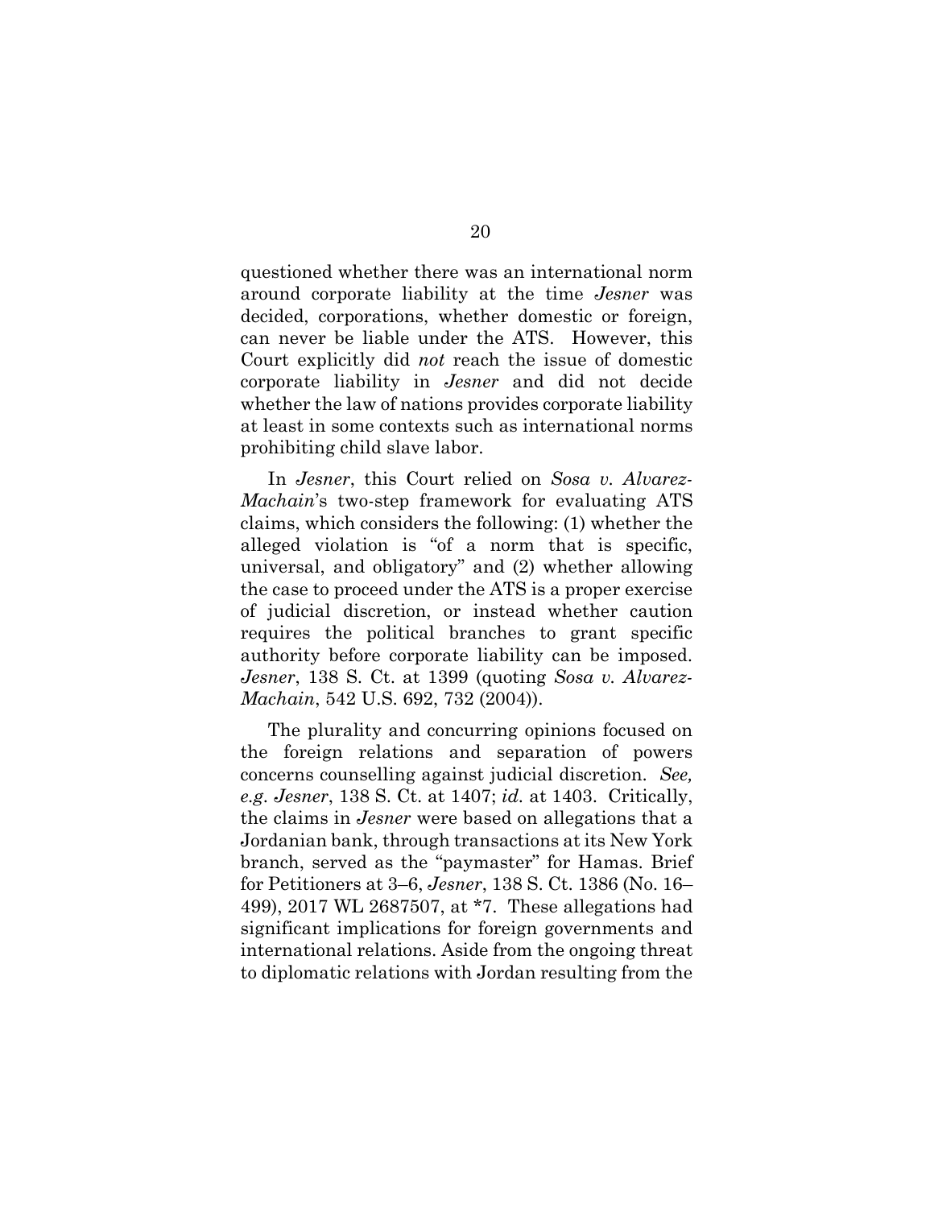questioned whether there was an international norm around corporate liability at the time *Jesner* was decided, corporations, whether domestic or foreign, can never be liable under the ATS. However, this Court explicitly did *not* reach the issue of domestic corporate liability in *Jesner* and did not decide whether the law of nations provides corporate liability at least in some contexts such as international norms prohibiting child slave labor.

In *Jesner*, this Court relied on *Sosa v. Alvarez-Machain*'s two-step framework for evaluating ATS claims, which considers the following: (1) whether the alleged violation is "of a norm that is specific, universal, and obligatory" and (2) whether allowing the case to proceed under the ATS is a proper exercise of judicial discretion, or instead whether caution requires the political branches to grant specific authority before corporate liability can be imposed. *Jesner*, 138 S. Ct. at 1399 (quoting *Sosa v. Alvarez-Machain*, 542 U.S. 692, 732 (2004)).

The plurality and concurring opinions focused on the foreign relations and separation of powers concerns counselling against judicial discretion. *See, e.g. Jesner*, 138 S. Ct. at 1407; *id.* at 1403. Critically, the claims in *Jesner* were based on allegations that a Jordanian bank, through transactions at its New York branch, served as the "paymaster" for Hamas. Brief for Petitioners at 3–6, *Jesner*, 138 S. Ct. 1386 (No. 16–499), 2017 WL 2687507, at *7. These allegations had significant implications for foreign governments and international relations. Aside from the ongoing threat to diplomatic relations with Jordan resulting from the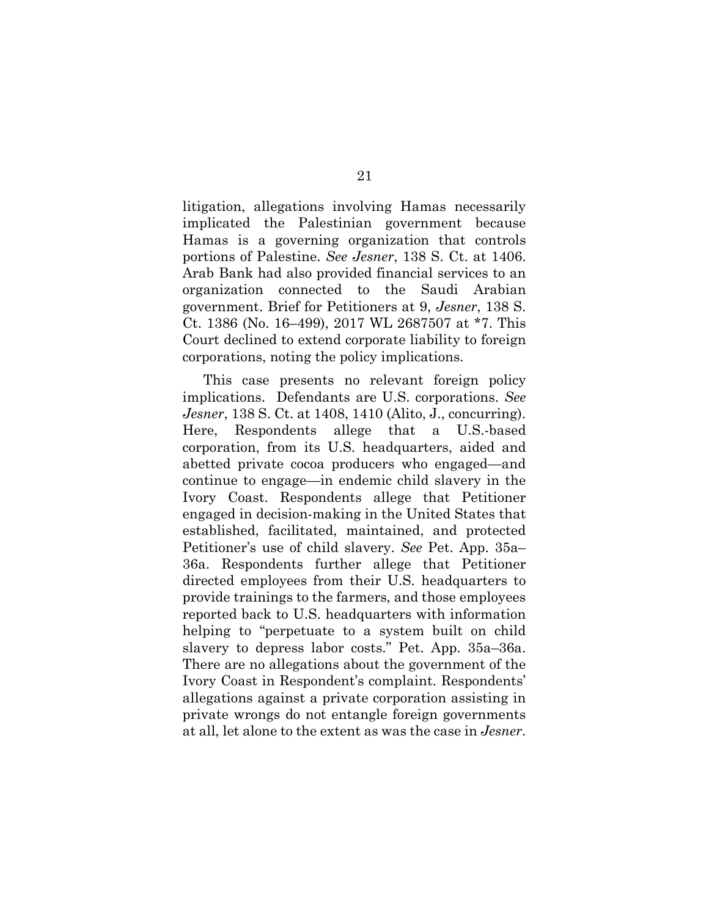litigation, allegations involving Hamas necessarily implicated the Palestinian government because Hamas is a governing organization that controls portions of Palestine. *See Jesner*, 138 S. Ct. at 1406. Arab Bank had also provided financial services to an organization connected to the Saudi Arabian government. Brief for Petitioners at 9, *Jesner*, 138 S. Ct. 1386 (No. 16–499), 2017 WL 2687507 at *7. This Court declined to extend corporate liability to foreign corporations, noting the policy implications.

This case presents no relevant foreign policy implications. Defendants are U.S. corporations. *See Jesner*, 138 S. Ct. at 1408, 1410 (Alito, J., concurring). Here, Respondents allege that a U.S.-based corporation, from its U.S. headquarters, aided and abetted private cocoa producers who engaged—and continue to engage—in endemic child slavery in the Ivory Coast. Respondents allege that Petitioner engaged in decision-making in the United States that established, facilitated, maintained, and protected Petitioner's use of child slavery. *See* Pet. App. 35a–36a. Respondents further allege that Petitioner directed employees from their U.S. headquarters to provide trainings to the farmers, and those employees reported back to U.S. headquarters with information helping to "perpetuate to a system built on child slavery to depress labor costs." Pet. App. 35a–36a. There are no allegations about the government of the Ivory Coast in Respondent's complaint. Respondents' allegations against a private corporation assisting in private wrongs do not entangle foreign governments at all, let alone to the extent as was the case in *Jesner*.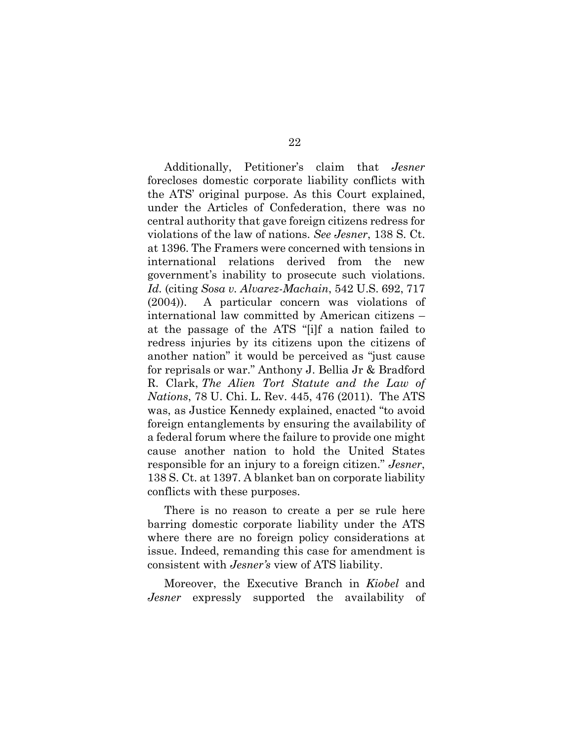Additionally, Petitioner's claim that *Jesner* forecloses domestic corporate liability conflicts with the ATS' original purpose. As this Court explained, under the Articles of Confederation, there was no central authority that gave foreign citizens redress for violations of the law of nations. *See Jesner*, 138 S. Ct. at 1396. The Framers were concerned with tensions in international relations derived from the new government's inability to prosecute such violations. *Id.* (citing *Sosa v. Alvarez-Machain*, 542 U.S. 692, 717 (2004)). A particular concern was violations of international law committed by American citizens – at the passage of the ATS "[i]f a nation failed to redress injuries by its citizens upon the citizens of another nation" it would be perceived as "just cause for reprisals or war." Anthony J. Bellia Jr & Bradford R. Clark, *The Alien Tort Statute and the Law of Nations*, 78 U. Chi. L. Rev. 445, 476 (2011). The ATS was, as Justice Kennedy explained, enacted "to avoid foreign entanglements by ensuring the availability of a federal forum where the failure to provide one might cause another nation to hold the United States responsible for an injury to a foreign citizen." *Jesner*, 138 S. Ct. at 1397. A blanket ban on corporate liability conflicts with these purposes.

There is no reason to create a per se rule here barring domestic corporate liability under the ATS where there are no foreign policy considerations at issue. Indeed, remanding this case for amendment is consistent with *Jesner's* view of ATS liability.

Moreover, the Executive Branch in *Kiobel* and *Jesner* expressly supported the availability of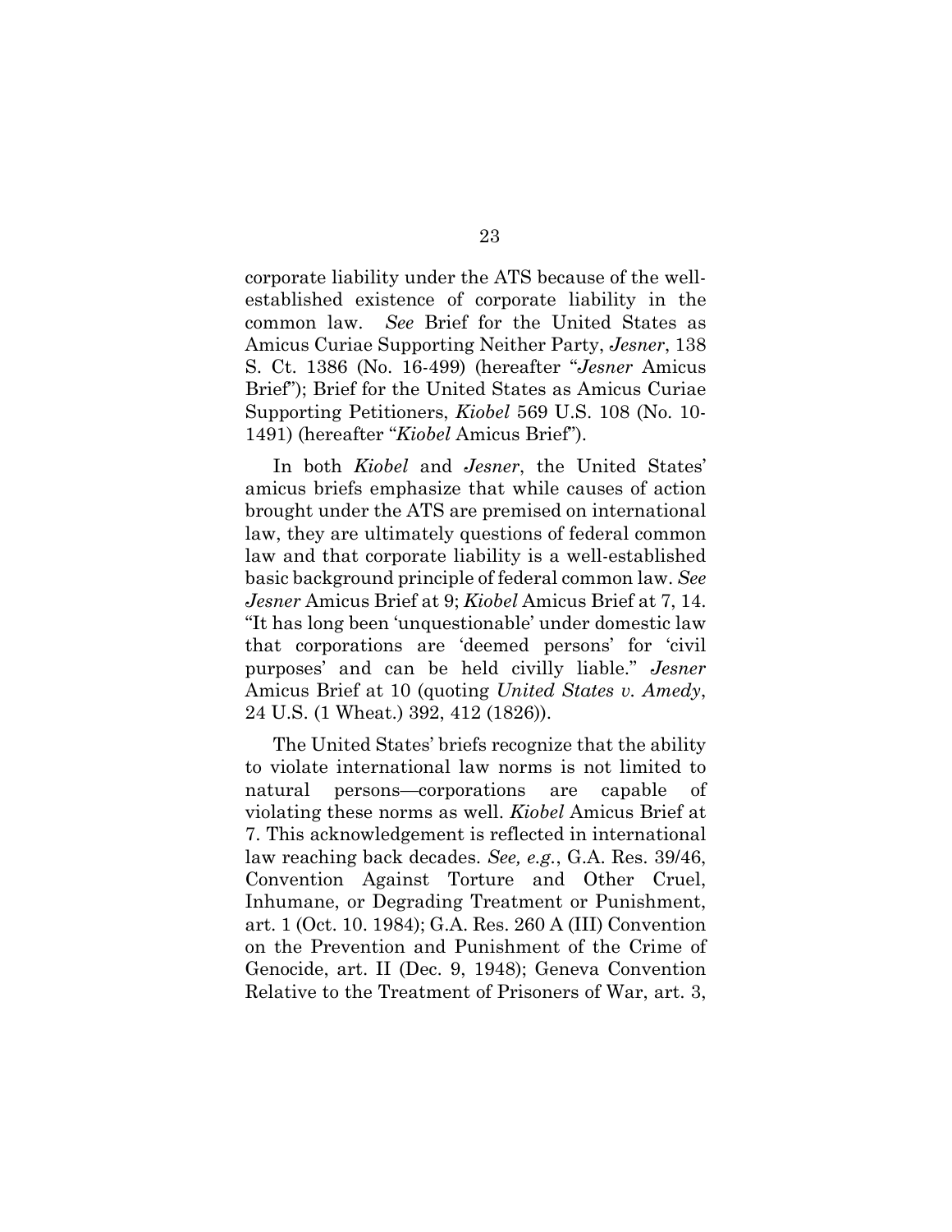corporate liability under the ATS because of the well-established existence of corporate liability in the common law. *See* Brief for the United States as Amicus Curiae Supporting Neither Party, *Jesner*, 138 S. Ct. 1386 (No. 16-499) (hereafter "*Jesner* Amicus Brief"); Brief for the United States as Amicus Curiae Supporting Petitioners, *Kiobel* 569 U.S. 108 (No. 10-1491) (hereafter "*Kiobel* Amicus Brief").

In both *Kiobel* and *Jesner*, the United States' amicus briefs emphasize that while causes of action brought under the ATS are premised on international law, they are ultimately questions of federal common law and that corporate liability is a well-established basic background principle of federal common law. *See Jesner* Amicus Brief at 9; *Kiobel* Amicus Brief at 7, 14. "It has long been 'unquestionable' under domestic law that corporations are 'deemed persons' for 'civil purposes' and can be held civilly liable." *Jesner* Amicus Brief at 10 (quoting *United States v. Amedy*, 24 U.S. (1 Wheat.) 392, 412 (1826)).

The United States' briefs recognize that the ability to violate international law norms is not limited to natural persons—corporations are capable of violating these norms as well. *Kiobel* Amicus Brief at 7. This acknowledgement is reflected in international law reaching back decades. *See, e.g.*, G.A. Res. 39/46, Convention Against Torture and Other Cruel, Inhumane, or Degrading Treatment or Punishment, art. 1 (Oct. 10. 1984); G.A. Res. 260 A (III) Convention on the Prevention and Punishment of the Crime of Genocide, art. II (Dec. 9, 1948); Geneva Convention Relative to the Treatment of Prisoners of War, art. 3,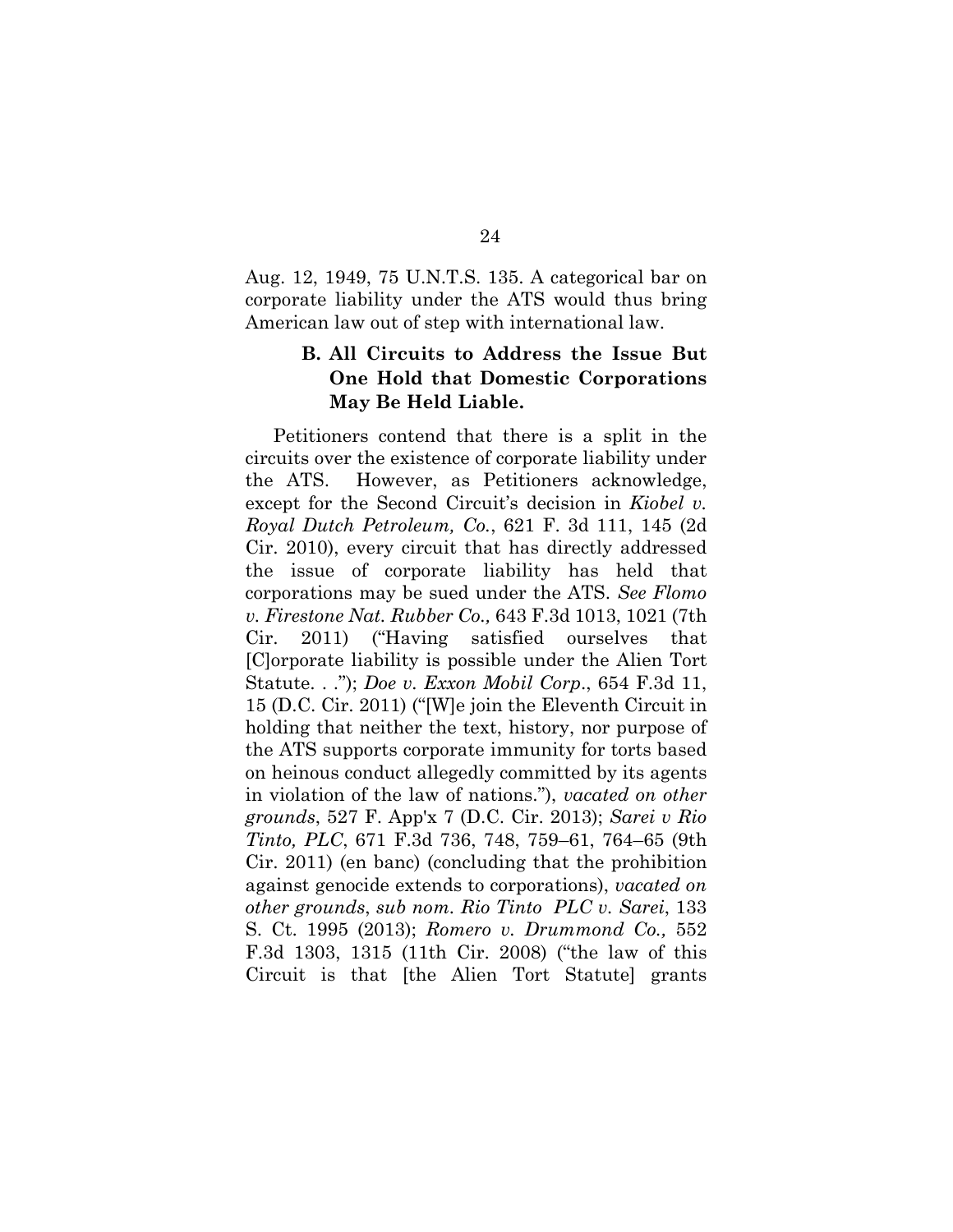Aug. 12, 1949, 75 U.N.T.S. 135. A categorical bar on corporate liability under the ATS would thus bring American law out of step with international law.

### B. All Circuits to Address the Issue But One Hold that Domestic Corporations May Be Held Liable.

Petitioners contend that there is a split in the circuits over the existence of corporate liability under the ATS. However, as Petitioners acknowledge, except for the Second Circuit's decision in *Kiobel v. Royal Dutch Petroleum, Co.*, 621 F. 3d 111, 145 (2d Cir. 2010), every circuit that has directly addressed the issue of corporate liability has held that corporations may be sued under the ATS. *See Flomo v. Firestone Nat. Rubber Co.,* 643 F.3d 1013, 1021 (7th Cir. 2011) ("Having satisfied ourselves that [C]orporate liability is possible under the Alien Tort Statute. . ."); *Doe v. Exxon Mobil Corp*., 654 F.3d 11, 15 (D.C. Cir. 2011) ("[W]e join the Eleventh Circuit in holding that neither the text, history, nor purpose of the ATS supports corporate immunity for torts based on heinous conduct allegedly committed by its agents in violation of the law of nations."), *vacated on other grounds*, 527 F. App'x 7 (D.C. Cir. 2013); *Sarei v Rio Tinto, PLC*, 671 F.3d 736, 748, 759–61, 764–65 (9th Cir. 2011) (en banc) (concluding that the prohibition against genocide extends to corporations), *vacated on other grounds*, *sub nom. Rio Tinto PLC v. Sarei*, 133 S. Ct. 1995 (2013); *Romero v. Drummond Co.,* 552 F.3d 1303, 1315 (11th Cir. 2008) ("the law of this Circuit is that [the Alien Tort Statute] grants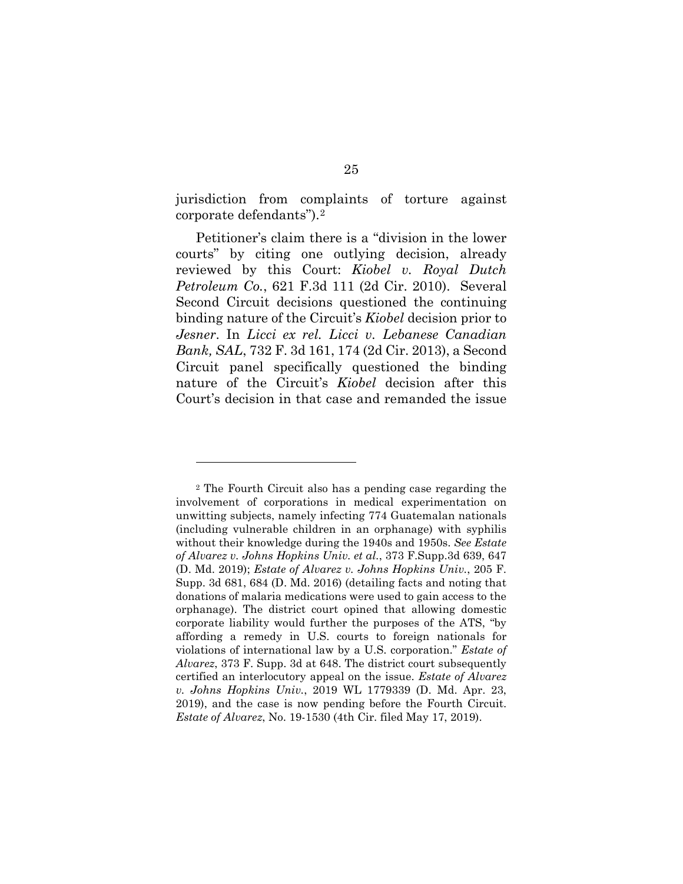jurisdiction from complaints of torture against corporate defendants").[2]

Petitioner's claim there is a "division in the lower courts" by citing one outlying decision, already reviewed by this Court: *Kiobel v. Royal Dutch Petroleum Co.*, 621 F.3d 111 (2d Cir. 2010). Several Second Circuit decisions questioned the continuing binding nature of the Circuit's *Kiobel* decision prior to *Jesner*. In *Licci ex rel. Licci v. Lebanese Canadian Bank, SAL*, 732 F. 3d 161, 174 (2d Cir. 2013), a Second Circuit panel specifically questioned the binding nature of the Circuit's *Kiobel* decision after this Court's decision in that case and remanded the issue

---

[2] The Fourth Circuit also has a pending case regarding the involvement of corporations in medical experimentation on unwitting subjects, namely infecting 774 Guatemalan nationals (including vulnerable children in an orphanage) with syphilis without their knowledge during the 1940s and 1950s. *See Estate of Alvarez v. Johns Hopkins Univ. et al.*, 373 F.Supp.3d 639, 647 (D. Md. 2019); *Estate of Alvarez v. Johns Hopkins Univ.*, 205 F. Supp. 3d 681, 684 (D. Md. 2016) (detailing facts and noting that donations of malaria medications were used to gain access to the orphanage). The district court opined that allowing domestic corporate liability would further the purposes of the ATS, "by affording a remedy in U.S. courts to foreign nationals for violations of international law by a U.S. corporation." *Estate of Alvarez*, 373 F. Supp. 3d at 648. The district court subsequently certified an interlocutory appeal on the issue. *Estate of Alvarez v. Johns Hopkins Univ.*, 2019 WL 1779339 (D. Md. Apr. 23, 2019), and the case is now pending before the Fourth Circuit. *Estate of Alvarez*, No. 19-1530 (4th Cir. filed May 17, 2019).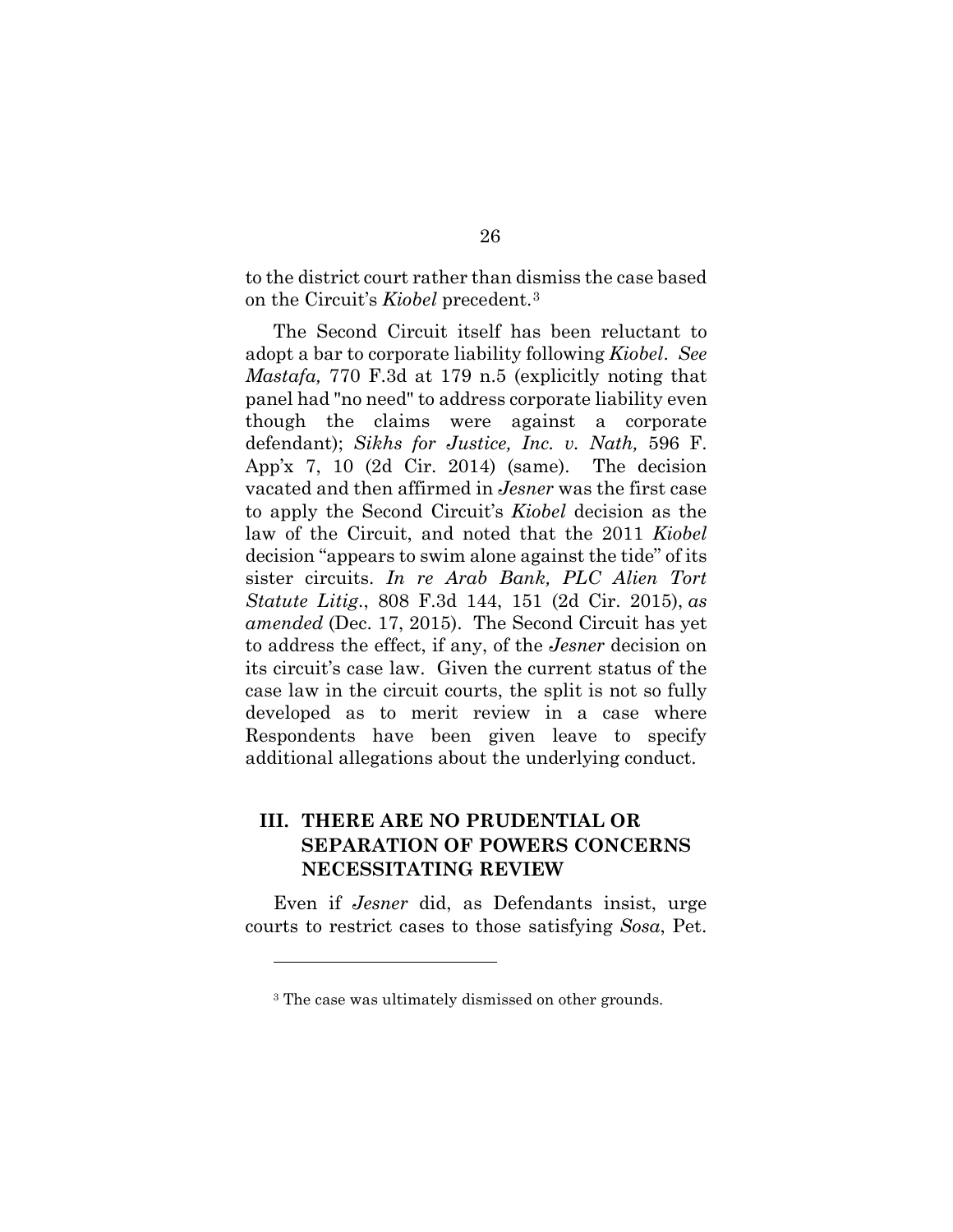to the district court rather than dismiss the case based on the Circuit's *Kiobel* precedent.[3]

The Second Circuit itself has been reluctant to adopt a bar to corporate liability following *Kiobel*. *See Mastafa,* 770 F.3d at 179 n.5 (explicitly noting that panel had "no need" to address corporate liability even though the claims were against a corporate defendant); *Sikhs for Justice, Inc. v. Nath,* 596 F. App'x 7, 10 (2d Cir. 2014) (same). The decision vacated and then affirmed in *Jesner* was the first case to apply the Second Circuit's *Kiobel* decision as the law of the Circuit, and noted that the 2011 *Kiobel* decision "appears to swim alone against the tide" of its sister circuits. *In re Arab Bank, PLC Alien Tort Statute Litig.*, 808 F.3d 144, 151 (2d Cir. 2015), *as amended* (Dec. 17, 2015). The Second Circuit has yet to address the effect, if any, of the *Jesner* decision on its circuit's case law. Given the current status of the case law in the circuit courts, the split is not so fully developed as to merit review in a case where Respondents have been given leave to specify additional allegations about the underlying conduct.

## III. THERE ARE NO PRUDENTIAL OR SEPARATION OF POWERS CONCERNS NECESSITATING REVIEW

Even if *Jesner* did, as Defendants insist, urge courts to restrict cases to those satisfying *Sosa*, Pet.

[3] The case was ultimately dismissed on other grounds.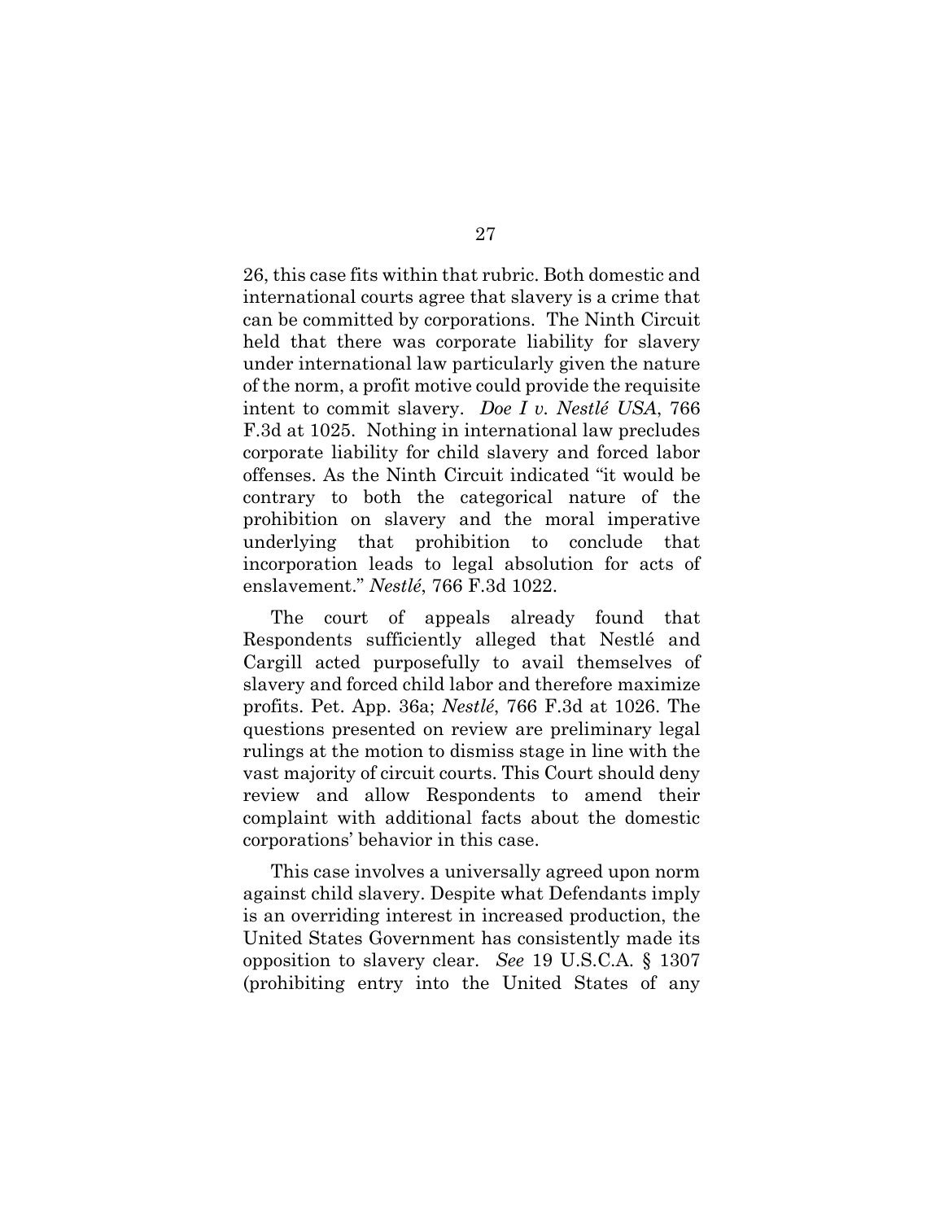26, this case fits within that rubric. Both domestic and international courts agree that slavery is a crime that can be committed by corporations. The Ninth Circuit held that there was corporate liability for slavery under international law particularly given the nature of the norm, a profit motive could provide the requisite intent to commit slavery. *Doe I v. Nestlé USA*, 766 F.3d at 1025. Nothing in international law precludes corporate liability for child slavery and forced labor offenses. As the Ninth Circuit indicated "it would be contrary to both the categorical nature of the prohibition on slavery and the moral imperative underlying that prohibition to conclude that incorporation leads to legal absolution for acts of enslavement." *Nestlé*, 766 F.3d 1022.

The court of appeals already found that Respondents sufficiently alleged that Nestlé and Cargill acted purposefully to avail themselves of slavery and forced child labor and therefore maximize profits. Pet. App. 36a; *Nestlé*, 766 F.3d at 1026. The questions presented on review are preliminary legal rulings at the motion to dismiss stage in line with the vast majority of circuit courts. This Court should deny review and allow Respondents to amend their complaint with additional facts about the domestic corporations' behavior in this case.

This case involves a universally agreed upon norm against child slavery. Despite what Defendants imply is an overriding interest in increased production, the United States Government has consistently made its opposition to slavery clear. *See* 19 U.S.C.A. § 1307 (prohibiting entry into the United States of any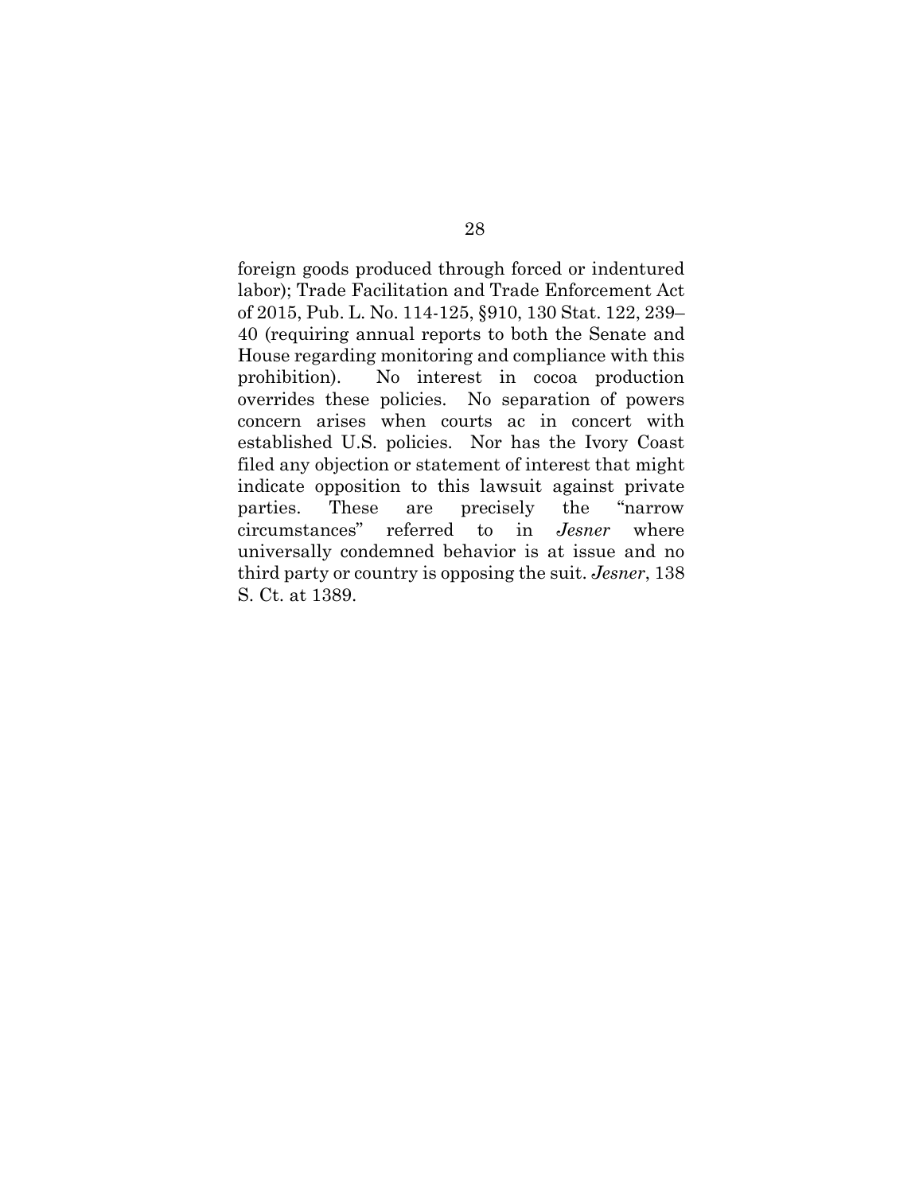foreign goods produced through forced or indentured labor); Trade Facilitation and Trade Enforcement Act of 2015, Pub. L. No. 114-125, §910, 130 Stat. 122, 239–40 (requiring annual reports to both the Senate and House regarding monitoring and compliance with this prohibition). No interest in cocoa production overrides these policies. No separation of powers concern arises when courts ac in concert with established U.S. policies. Nor has the Ivory Coast filed any objection or statement of interest that might indicate opposition to this lawsuit against private parties. These are precisely the "narrow circumstances" referred to in *Jesner* where universally condemned behavior is at issue and no third party or country is opposing the suit. *Jesner*, 138 S. Ct. at 1389.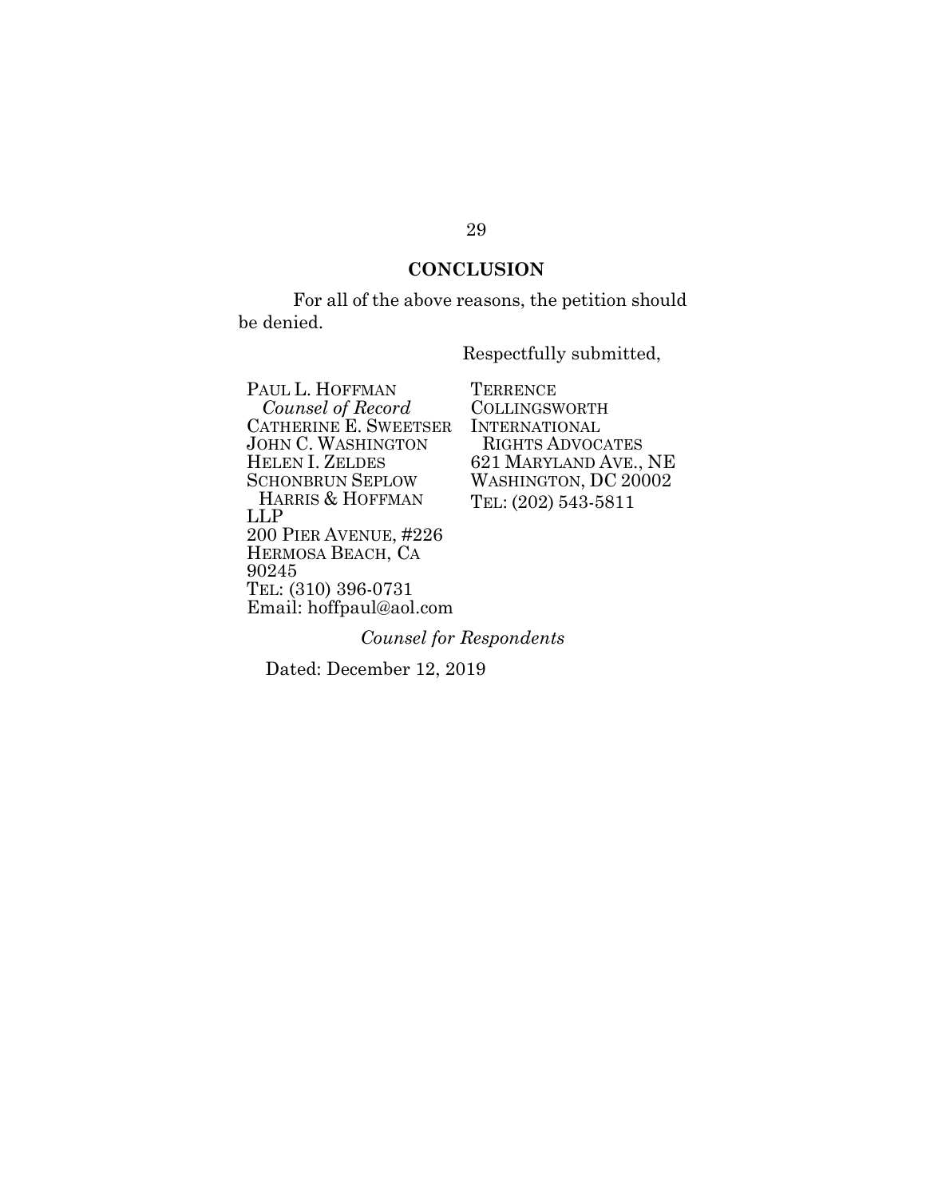## CONCLUSION

For all of the above reasons, the petition should be denied.

Respectfully submitted,

PAUL L. HOFFMAN
*Counsel of Record*
CATHERINE E. SWEETSER
JOHN C. WASHINGTON
HELEN I. ZELDES
SCHONBRUN SEPLOW HARRIS & HOFFMAN LLP
200 PIER AVENUE, #226
HERMOSA BEACH, CA 90245
TEL: (310) 396-0731
Email: hoffpaul@aol.com

TERRENCE COLLINGSWORTH
INTERNATIONAL RIGHTS ADVOCATES
621 MARYLAND AVE., NE
WASHINGTON, DC 20002
TEL: (202) 543-5811

*Counsel for Respondents*

Dated: December 12, 2019